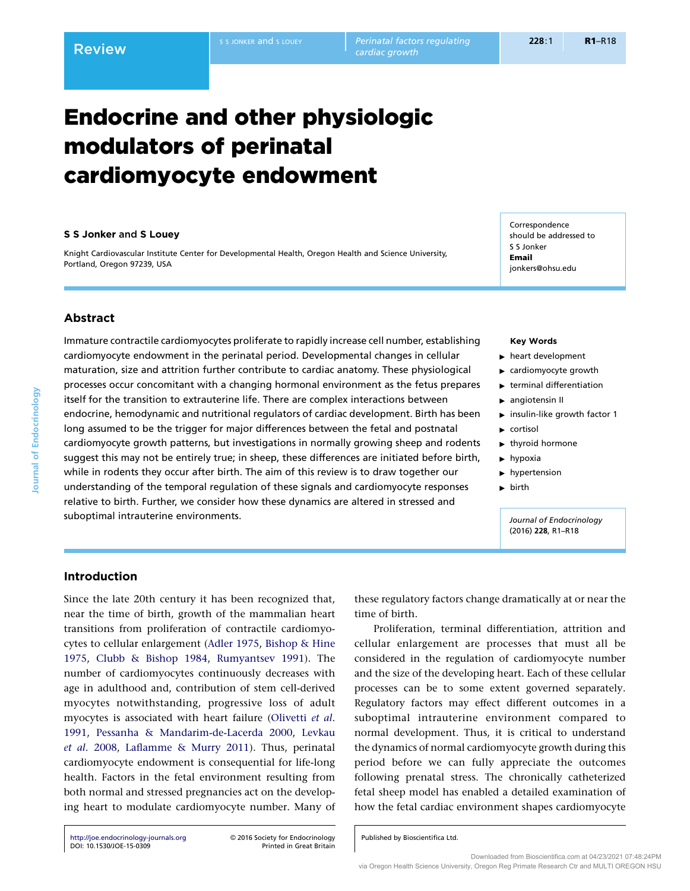# Endocrine and other physiologic modulators of perinatal cardiomyocyte endowment

**S S Jonker and S Louey**

Knight Cardiovascular Institute Center for Developmental Health, Oregon Health and Science University, Portland, Oregon 97239, USA

Correspondence should be addressed to S S Jonker
**Email**
jonkers@ohsu.edu

## Abstract

Immature contractile cardiomyocytes proliferate to rapidly increase cell number, establishing cardiomyocyte endowment in the perinatal period. Developmental changes in cellular maturation, size and attrition further contribute to cardiac anatomy. These physiological processes occur concomitant with a changing hormonal environment as the fetus prepares itself for the transition to extrauterine life. There are complex interactions between endocrine, hemodynamic and nutritional regulators of cardiac development. Birth has been long assumed to be the trigger for major differences between the fetal and postnatal cardiomyocyte growth patterns, but investigations in normally growing sheep and rodents suggest this may not be entirely true; in sheep, these differences are initiated before birth, while in rodents they occur after birth. The aim of this review is to draw together our understanding of the temporal regulation of these signals and cardiomyocyte responses relative to birth. Further, we consider how these dynamics are altered in stressed and suboptimal intrauterine environments.

**Key Words**

- heart development
- cardiomyocyte growth
- terminal differentiation
- angiotensin II
- insulin-like growth factor 1
- cortisol
- thyroid hormone
- hypoxia
- hypertension
- birth

*Journal of Endocrinology* (2016) **228**, R1–R18

## Introduction

Since the late 20th century it has been recognized that, near the time of birth, growth of the mammalian heart transitions from proliferation of contractile cardiomyocytes to cellular enlargement (Adler 1975, Bishop & Hine 1975, Clubb & Bishop 1984, Rumyantsev 1991). The number of cardiomyocytes continuously decreases with age in adulthood and, contribution of stem cell-derived myocytes notwithstanding, progressive loss of adult myocytes is associated with heart failure (Olivetti *et al*. 1991, Pessanha & Mandarim-de-Lacerda 2000, Levkau *et al*. 2008, Laflamme & Murry 2011). Thus, perinatal cardiomyocyte endowment is consequential for life-long health. Factors in the fetal environment resulting from both normal and stressed pregnancies act on the developing heart to modulate cardiomyocyte number. Many of these regulatory factors change dramatically at or near the time of birth.

Proliferation, terminal differentiation, attrition and cellular enlargement are processes that must all be considered in the regulation of cardiomyocyte number and the size of the developing heart. Each of these cellular processes can be to some extent governed separately. Regulatory factors may effect different outcomes in a suboptimal intrauterine environment compared to normal development. Thus, it is critical to understand the dynamics of normal cardiomyocyte growth during this period before we can fully appreciate the outcomes following prenatal stress. The chronically catheterized fetal sheep model has enabled a detailed examination of how the fetal cardiac environment shapes cardiomyocyte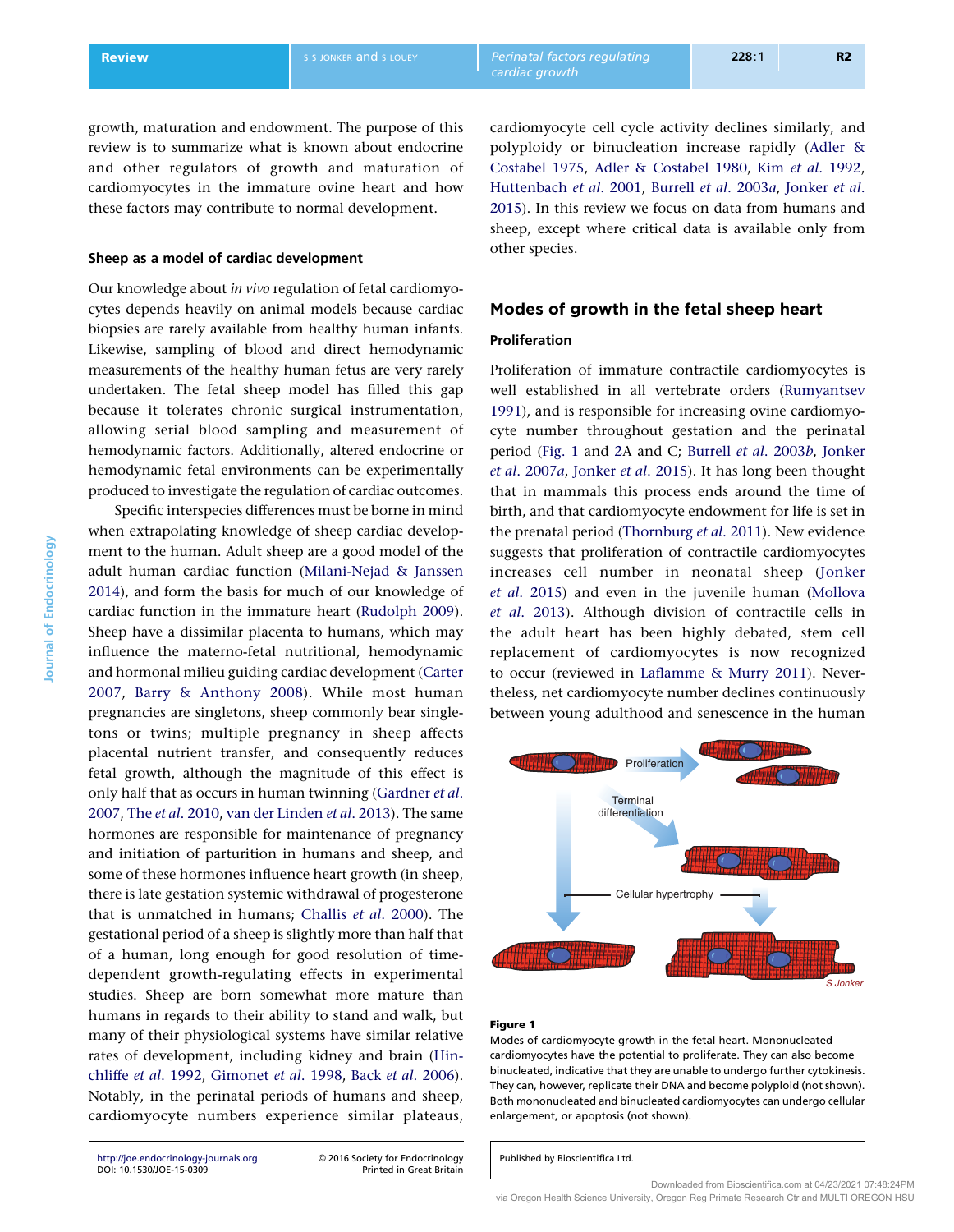growth, maturation and endowment. The purpose of this review is to summarize what is known about endocrine and other regulators of growth and maturation of cardiomyocytes in the immature ovine heart and how these factors may contribute to normal development.

### Sheep as a model of cardiac development

Our knowledge about *in vivo* regulation of fetal cardiomyocytes depends heavily on animal models because cardiac biopsies are rarely available from healthy human infants. Likewise, sampling of blood and direct hemodynamic measurements of the healthy human fetus are very rarely undertaken. The fetal sheep model has filled this gap because it tolerates chronic surgical instrumentation, allowing serial blood sampling and measurement of hemodynamic factors. Additionally, altered endocrine or hemodynamic fetal environments can be experimentally produced to investigate the regulation of cardiac outcomes.

Specific interspecies differences must be borne in mind when extrapolating knowledge of sheep cardiac development to the human. Adult sheep are a good model of the adult human cardiac function (Milani-Nejad & Janssen 2014), and form the basis for much of our knowledge of cardiac function in the immature heart (Rudolph 2009). Sheep have a dissimilar placenta to humans, which may influence the materno-fetal nutritional, hemodynamic and hormonal milieu guiding cardiac development (Carter 2007, Barry & Anthony 2008). While most human pregnancies are singletons, sheep commonly bear singletons or twins; multiple pregnancy in sheep affects placental nutrient transfer, and consequently reduces fetal growth, although the magnitude of this effect is only half that as occurs in human twinning (Gardner *et al.* 2007, The *et al.* 2010, van der Linden *et al.* 2013). The same hormones are responsible for maintenance of pregnancy and initiation of parturition in humans and sheep, and some of these hormones influence heart growth (in sheep, there is late gestation systemic withdrawal of progesterone that is unmatched in humans; Challis *et al.* 2000). The gestational period of a sheep is slightly more than half that of a human, long enough for good resolution of time-dependent growth-regulating effects in experimental studies. Sheep are born somewhat more mature than humans in regards to their ability to stand and walk, but many of their physiological systems have similar relative rates of development, including kidney and brain (Hinchliffe *et al.* 1992, Gimonet *et al.* 1998, Back *et al.* 2006). Notably, in the perinatal periods of humans and sheep, cardiomyocyte numbers experience similar plateaus, cardiomyocyte cell cycle activity declines similarly, and polyploidy or binucleation increase rapidly (Adler & Costabel 1975, Adler & Costabel 1980, Kim *et al.* 1992, Huttenbach *et al.* 2001, Burrell *et al.* 2003*a*, Jonker *et al.* 2015). In this review we focus on data from humans and sheep, except where critical data is available only from other species.

## Modes of growth in the fetal sheep heart

### Proliferation

Proliferation of immature contractile cardiomyocytes is well established in all vertebrate orders (Rumyantsev 1991), and is responsible for increasing ovine cardiomyocyte number throughout gestation and the perinatal period (Fig. 1 and 2A and C; Burrell *et al.* 2003*b*, Jonker *et al.* 2007*a*, Jonker *et al.* 2015). It has long been thought that in mammals this process ends around the time of birth, and that cardiomyocyte endowment for life is set in the prenatal period (Thornburg *et al.* 2011). New evidence suggests that proliferation of contractile cardiomyocytes increases cell number in neonatal sheep (Jonker *et al.* 2015) and even in the juvenile human (Mollova *et al.* 2013). Although division of contractile cells in the adult heart has been highly debated, stem cell replacement of cardiomyocytes is now recognized to occur (reviewed in Laflamme & Murry 2011). Nevertheless, net cardiomyocyte number declines continuously between young adulthood and senescence in the human

**Figure 1**

Modes of cardiomyocyte growth in the fetal heart. Mononucleated cardiomyocytes have the potential to proliferate. They can also become binucleated, indicative that they are unable to undergo further cytokinesis. They can, however, replicate their DNA and become polyploid (not shown). Both mononucleated and binucleated cardiomyocytes can undergo cellular enlargement, or apoptosis (not shown).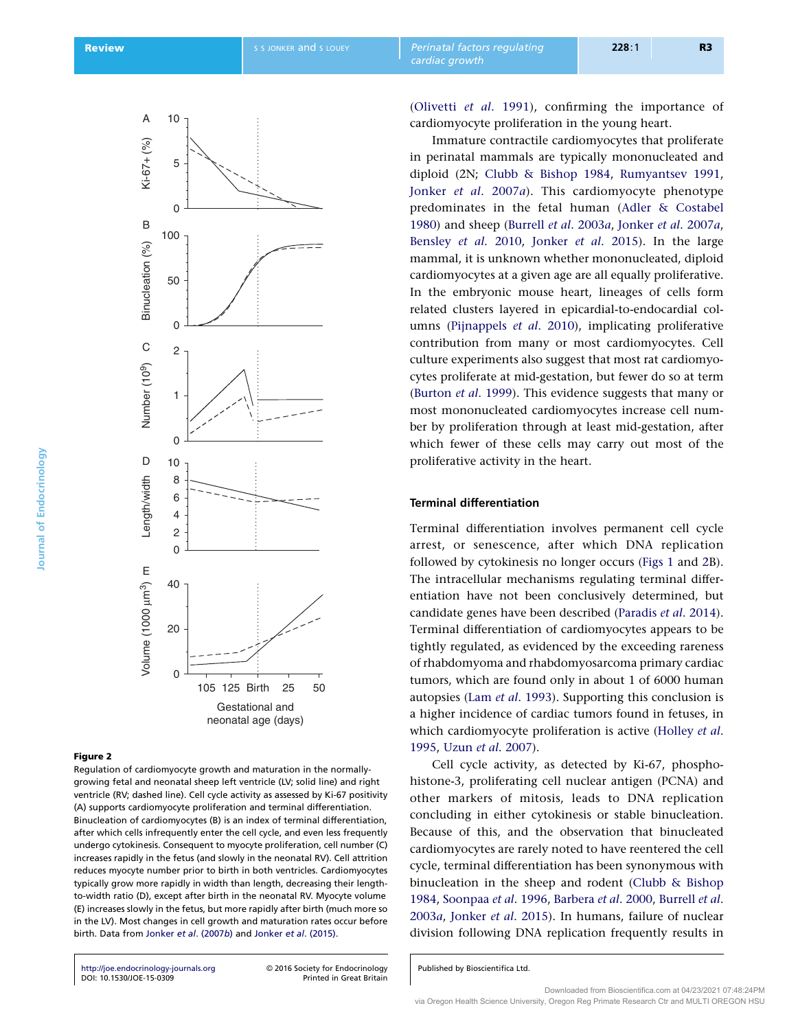**Figure 2**
Regulation of cardiomyocyte growth and maturation in the normally-growing fetal and neonatal sheep left ventricle (LV; solid line) and right ventricle (RV; dashed line). Cell cycle activity as assessed by Ki-67 positivity (A) supports cardiomyocyte proliferation and terminal differentiation. Binucleation of cardiomyocytes (B) is an index of terminal differentiation, after which cells infrequently enter the cell cycle, and even less frequently undergo cytokinesis. Consequent to myocyte proliferation, cell number (C) increases rapidly in the fetus (and slowly in the neonatal RV). Cell attrition reduces myocyte number prior to birth in both ventricles. Cardiomyocytes typically grow more rapidly in width than length, decreasing their length-to-width ratio (D), except after birth in the neonatal RV. Myocyte volume (E) increases slowly in the fetus, but more rapidly after birth (much more so in the LV). Most changes in cell growth and maturation rates occur before birth. Data from Jonker *et al*. (2007*b*) and Jonker *et al*. (2015).

(Olivetti *et al*. 1991), confirming the importance of cardiomyocyte proliferation in the young heart.

Immature contractile cardiomyocytes that proliferate in perinatal mammals are typically mononucleated and diploid (2N; Clubb & Bishop 1984, Rumyantsev 1991, Jonker *et al*. 2007*a*). This cardiomyocyte phenotype predominates in the fetal human (Adler & Costabel 1980) and sheep (Burrell *et al*. 2003*a*, Jonker *et al*. 2007*a*, Bensley *et al*. 2010, Jonker *et al*. 2015). In the large mammal, it is unknown whether mononucleated, diploid cardiomyocytes at a given age are all equally proliferative. In the embryonic mouse heart, lineages of cells form related clusters layered in epicardial-to-endocardial columns (Pijnappels *et al*. 2010), implicating proliferative contribution from many or most cardiomyocytes. Cell culture experiments also suggest that most rat cardiomyocytes proliferate at mid-gestation, but fewer do so at term (Burton *et al*. 1999). This evidence suggests that many or most mononucleated cardiomyocytes increase cell number by proliferation through at least mid-gestation, after which fewer of these cells may carry out most of the proliferative activity in the heart.

### Terminal differentiation

Terminal differentiation involves permanent cell cycle arrest, or senescence, after which DNA replication followed by cytokinesis no longer occurs (Figs 1 and 2B). The intracellular mechanisms regulating terminal differentiation have not been conclusively determined, but candidate genes have been described (Paradis *et al*. 2014). Terminal differentiation of cardiomyocytes appears to be tightly regulated, as evidenced by the exceeding rareness of rhabdomyoma and rhabdomyosarcoma primary cardiac tumors, which are found only in about 1 of 6000 human autopsies (Lam *et al*. 1993). Supporting this conclusion is a higher incidence of cardiac tumors found in fetuses, in which cardiomyocyte proliferation is active (Holley *et al*. 1995, Uzun *et al*. 2007).

Cell cycle activity, as detected by Ki-67, phosphohistone-3, proliferating cell nuclear antigen (PCNA) and other markers of mitosis, leads to DNA replication concluding in either cytokinesis or stable binucleation. Because of this, and the observation that binucleated cardiomyocytes are rarely noted to have reentered the cell cycle, terminal differentiation has been synonymous with binucleation in the sheep and rodent (Clubb & Bishop 1984, Soonpaa *et al*. 1996, Barbera *et al*. 2000, Burrell *et al*. 2003*a*, Jonker *et al*. 2015). In humans, failure of nuclear division following DNA replication frequently results in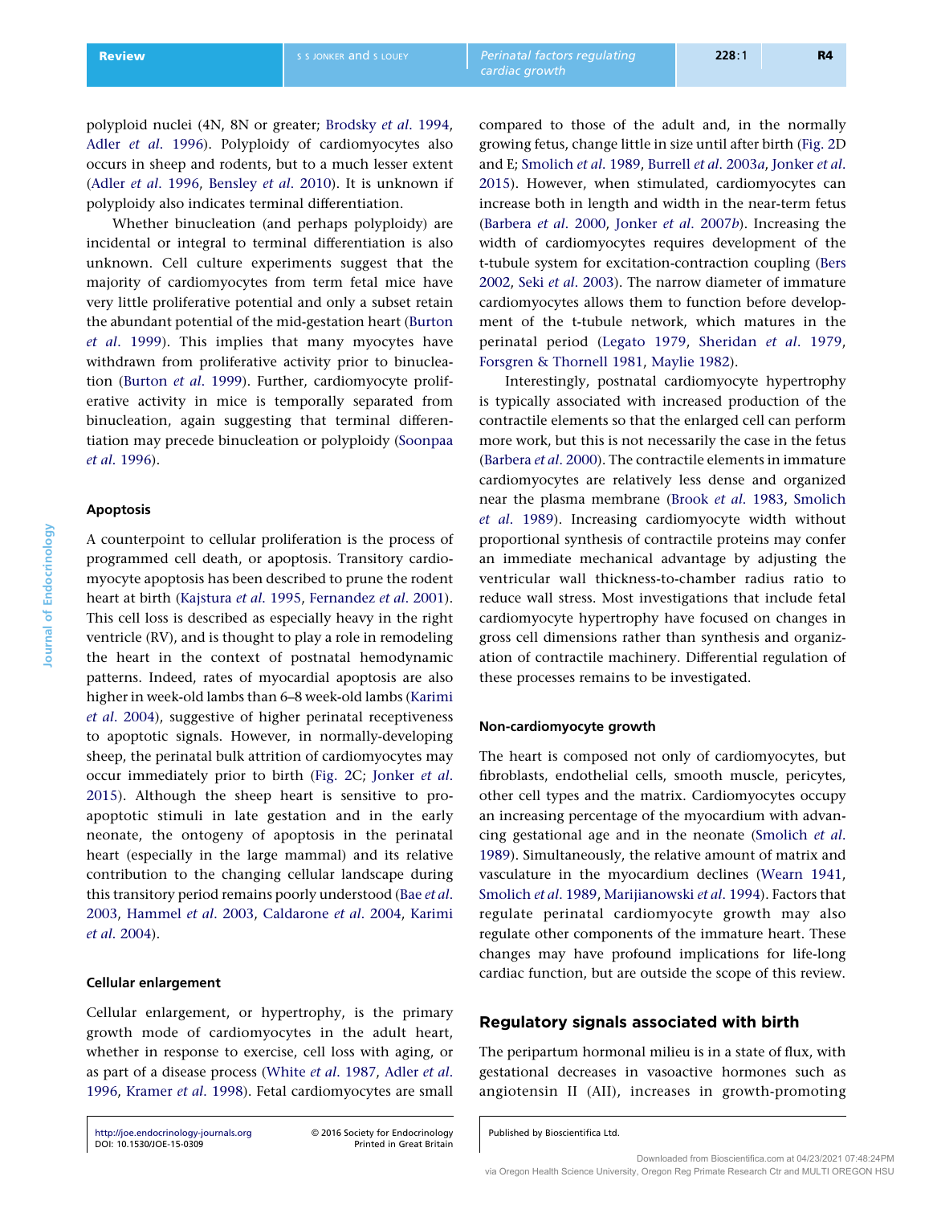polyploid nuclei (4N, 8N or greater; Brodsky *et al.* 1994, Adler *et al.* 1996). Polyploidy of cardiomyocytes also occurs in sheep and rodents, but to a much lesser extent (Adler *et al.* 1996, Bensley *et al.* 2010). It is unknown if polyploidy also indicates terminal differentiation.

Whether binucleation (and perhaps polyploidy) are incidental or integral to terminal differentiation is also unknown. Cell culture experiments suggest that the majority of cardiomyocytes from term fetal mice have very little proliferative potential and only a subset retain the abundant potential of the mid-gestation heart (Burton *et al.* 1999). This implies that many myocytes have withdrawn from proliferative activity prior to binucleation (Burton *et al.* 1999). Further, cardiomyocyte proliferative activity in mice is temporally separated from binucleation, again suggesting that terminal differentiation may precede binucleation or polyploidy (Soonpaa *et al.* 1996).

### Apoptosis

A counterpoint to cellular proliferation is the process of programmed cell death, or apoptosis. Transitory cardiomyocyte apoptosis has been described to prune the rodent heart at birth (Kajstura *et al.* 1995, Fernandez *et al.* 2001). This cell loss is described as especially heavy in the right ventricle (RV), and is thought to play a role in remodeling the heart in the context of postnatal hemodynamic patterns. Indeed, rates of myocardial apoptosis are also higher in week-old lambs than 6–8 week-old lambs (Karimi *et al.* 2004), suggestive of higher perinatal receptiveness to apoptotic signals. However, in normally-developing sheep, the perinatal bulk attrition of cardiomyocytes may occur immediately prior to birth (Fig. 2C; Jonker *et al.* 2015). Although the sheep heart is sensitive to pro-apoptotic stimuli in late gestation and in the early neonate, the ontogeny of apoptosis in the perinatal heart (especially in the large mammal) and its relative contribution to the changing cellular landscape during this transitory period remains poorly understood (Bae *et al.* 2003, Hammel *et al.* 2003, Caldarone *et al.* 2004, Karimi *et al.* 2004).

### Cellular enlargement

Cellular enlargement, or hypertrophy, is the primary growth mode of cardiomyocytes in the adult heart, whether in response to exercise, cell loss with aging, or as part of a disease process (White *et al.* 1987, Adler *et al.* 1996, Kramer *et al.* 1998). Fetal cardiomyocytes are small compared to those of the adult and, in the normally growing fetus, change little in size until after birth (Fig. 2D and E; Smolich *et al.* 1989, Burrell *et al.* 2003*a*, Jonker *et al.* 2015). However, when stimulated, cardiomyocytes can increase both in length and width in the near-term fetus (Barbera *et al.* 2000, Jonker *et al.* 2007*b*). Increasing the width of cardiomyocytes requires development of the t-tubule system for excitation-contraction coupling (Bers 2002, Seki *et al.* 2003). The narrow diameter of immature cardiomyocytes allows them to function before development of the t-tubule network, which matures in the perinatal period (Legato 1979, Sheridan *et al.* 1979, Forsgren & Thornell 1981, Maylie 1982).

Interestingly, postnatal cardiomyocyte hypertrophy is typically associated with increased production of the contractile elements so that the enlarged cell can perform more work, but this is not necessarily the case in the fetus (Barbera *et al.* 2000). The contractile elements in immature cardiomyocytes are relatively less dense and organized near the plasma membrane (Brook *et al.* 1983, Smolich *et al.* 1989). Increasing cardiomyocyte width without proportional synthesis of contractile proteins may confer an immediate mechanical advantage by adjusting the ventricular wall thickness-to-chamber radius ratio to reduce wall stress. Most investigations that include fetal cardiomyocyte hypertrophy have focused on changes in gross cell dimensions rather than synthesis and organization of contractile machinery. Differential regulation of these processes remains to be investigated.

### Non-cardiomyocyte growth

The heart is composed not only of cardiomyocytes, but fibroblasts, endothelial cells, smooth muscle, pericytes, other cell types and the matrix. Cardiomyocytes occupy an increasing percentage of the myocardium with advancing gestational age and in the neonate (Smolich *et al.* 1989). Simultaneously, the relative amount of matrix and vasculature in the myocardium declines (Wearn 1941, Smolich *et al.* 1989, Marijianowski *et al.* 1994). Factors that regulate perinatal cardiomyocyte growth may also regulate other components of the immature heart. These changes may have profound implications for life-long cardiac function, but are outside the scope of this review.

## Regulatory signals associated with birth

The peripartum hormonal milieu is in a state of flux, with gestational decreases in vasoactive hormones such as angiotensin II (AII), increases in growth-promoting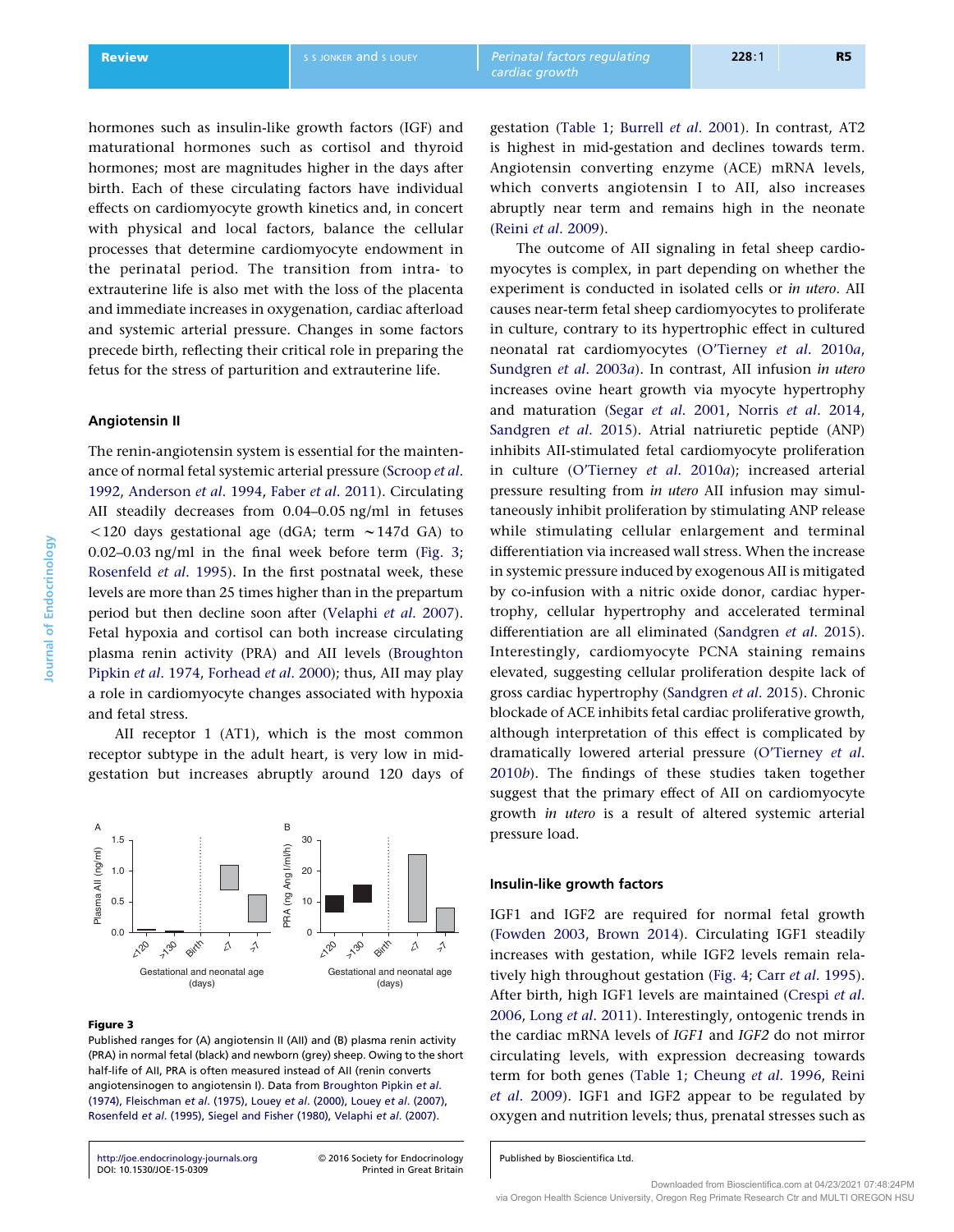hormones such as insulin-like growth factors (IGF) and maturational hormones such as cortisol and thyroid hormones; most are magnitudes higher in the days after birth. Each of these circulating factors have individual effects on cardiomyocyte growth kinetics and, in concert with physical and local factors, balance the cellular processes that determine cardiomyocyte endowment in the perinatal period. The transition from intra- to extrauterine life is also met with the loss of the placenta and immediate increases in oxygenation, cardiac afterload and systemic arterial pressure. Changes in some factors precede birth, reflecting their critical role in preparing the fetus for the stress of parturition and extrauterine life.

### Angiotensin II

The renin-angiotensin system is essential for the maintenance of normal fetal systemic arterial pressure (Scroop *et al.* 1992, Anderson *et al.* 1994, Faber *et al.* 2011). Circulating AII steadily decreases from 0.04–0.05 ng/ml in fetuses <120 days gestational age (dGA; term ~147d GA) to 0.02–0.03 ng/ml in the final week before term (Fig. 3; Rosenfeld *et al.* 1995). In the first postnatal week, these levels are more than 25 times higher than in the prepartum period but then decline soon after (Velaphi *et al.* 2007). Fetal hypoxia and cortisol can both increase circulating plasma renin activity (PRA) and AII levels (Broughton Pipkin *et al.* 1974, Forhead *et al.* 2000); thus, AII may play a role in cardiomyocyte changes associated with hypoxia and fetal stress.

AII receptor 1 (AT1), which is the most common receptor subtype in the adult heart, is very low in mid-gestation but increases abruptly around 120 days of gestation (Table 1; Burrell *et al.* 2001). In contrast, AT2 is highest in mid-gestation and declines towards term. Angiotensin converting enzyme (ACE) mRNA levels, which converts angiotensin I to AII, also increases abruptly near term and remains high in the neonate (Reini *et al.* 2009).

The outcome of AII signaling in fetal sheep cardiomyocytes is complex, in part depending on whether the experiment is conducted in isolated cells or *in utero*. AII causes near-term fetal sheep cardiomyocytes to proliferate in culture, contrary to its hypertrophic effect in cultured neonatal rat cardiomyocytes (O'Tierney *et al.* 2010*a*, Sundgren *et al.* 2003*a*). In contrast, AII infusion *in utero* increases ovine heart growth via myocyte hypertrophy and maturation (Segar *et al.* 2001, Norris *et al.* 2014, Sandgren *et al.* 2015). Atrial natriuretic peptide (ANP) inhibits AII-stimulated fetal cardiomyocyte proliferation in culture (O'Tierney *et al.* 2010*a*); increased arterial pressure resulting from *in utero* AII infusion may simultaneously inhibit proliferation by stimulating ANP release while stimulating cellular enlargement and terminal differentiation via increased wall stress. When the increase in systemic pressure induced by exogenous AII is mitigated by co-infusion with a nitric oxide donor, cardiac hypertrophy, cellular hypertrophy and accelerated terminal differentiation are all eliminated (Sandgren *et al.* 2015). Interestingly, cardiomyocyte PCNA staining remains elevated, suggesting cellular proliferation despite lack of gross cardiac hypertrophy (Sandgren *et al.* 2015). Chronic blockade of ACE inhibits fetal cardiac proliferative growth, although interpretation of this effect is complicated by dramatically lowered arterial pressure (O'Tierney *et al.* 2010*b*). The findings of these studies taken together suggest that the primary effect of AII on cardiomyocyte growth *in utero* is a result of altered systemic arterial pressure load.

**Figure 3**

Published ranges for (A) angiotensin II (AII) and (B) plasma renin activity (PRA) in normal fetal (black) and newborn (grey) sheep. Owing to the short half-life of AII, PRA is often measured instead of AII (renin converts angiotensinogen to angiotensin I). Data from Broughton Pipkin *et al.* (1974), Fleischman *et al.* (1975), Louey *et al.* (2000), Louey *et al.* (2007), Rosenfeld *et al.* (1995), Siegel and Fisher (1980), Velaphi *et al.* (2007).

### Insulin-like growth factors

IGF1 and IGF2 are required for normal fetal growth (Fowden 2003, Brown 2014). Circulating IGF1 steadily increases with gestation, while IGF2 levels remain relatively high throughout gestation (Fig. 4; Carr *et al.* 1995). After birth, high IGF1 levels are maintained (Crespi *et al.* 2006, Long *et al.* 2011). Interestingly, ontogenic trends in the cardiac mRNA levels of *IGF1* and *IGF2* do not mirror circulating levels, with expression decreasing towards term for both genes (Table 1; Cheung *et al.* 1996, Reini *et al.* 2009). IGF1 and IGF2 appear to be regulated by oxygen and nutrition levels; thus, prenatal stresses such as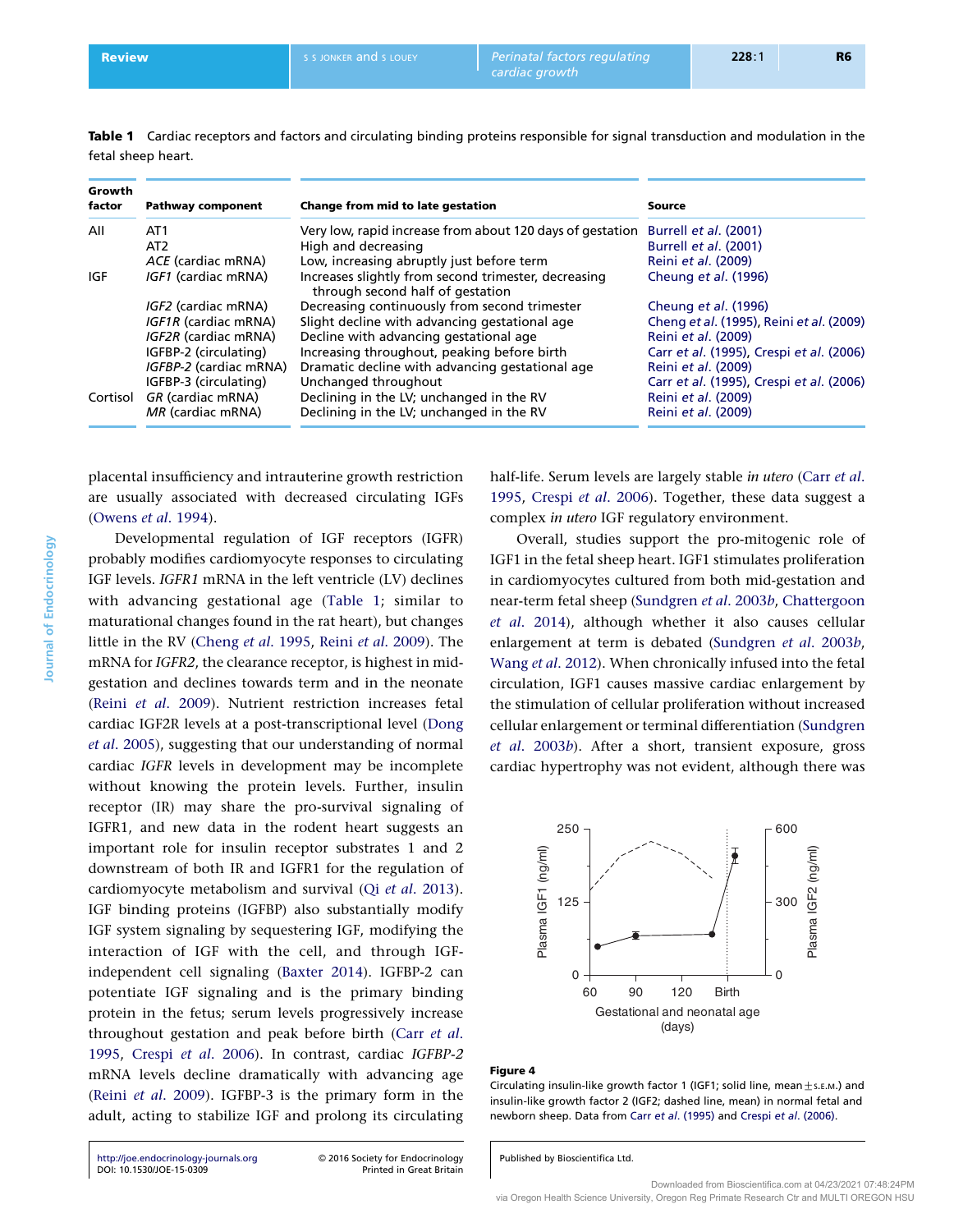**Table 1** Cardiac receptors and factors and circulating binding proteins responsible for signal transduction and modulation in the fetal sheep heart.

| Growth factor | Pathway component | Change from mid to late gestation | Source |
|---|---|---|---|
| AII | AT1 | Very low, rapid increase from about 120 days of gestation | Burrell *et al*. (2001) |
| | AT2 | High and decreasing | Burrell *et al*. (2001) |
| | *ACE* (cardiac mRNA) | Low, increasing abruptly just before term | Reini *et al*. (2009) |
| IGF | *IGF1* (cardiac mRNA) | Increases slightly from second trimester, decreasing through second half of gestation | Cheung *et al*. (1996) |
| | *IGF2* (cardiac mRNA) | Decreasing continuously from second trimester | Cheung *et al*. (1996) |
| | *IGF1R* (cardiac mRNA) | Slight decline with advancing gestational age | Cheng *et al*. (1995), Reini *et al*. (2009) |
| | *IGF2R* (cardiac mRNA) | Decline with advancing gestational age | Reini *et al*. (2009) |
| | IGFBP-2 (circulating) | Increasing throughout, peaking before birth | Carr *et al*. (1995), Crespi *et al*. (2006) |
| | *IGFBP-2* (cardiac mRNA) | Dramatic decline with advancing gestational age | Reini *et al*. (2009) |
| | IGFBP-3 (circulating) | Unchanged throughout | Carr *et al*. (1995), Crespi *et al*. (2006) |
| Cortisol | *GR* (cardiac mRNA) | Declining in the LV; unchanged in the RV | Reini *et al*. (2009) |
| | *MR* (cardiac mRNA) | Declining in the LV; unchanged in the RV | Reini *et al*. (2009) |

placental insufficiency and intrauterine growth restriction are usually associated with decreased circulating IGFs (Owens *et al*. 1994).

Developmental regulation of IGF receptors (IGFR) probably modifies cardiomyocyte responses to circulating IGF levels. *IGFR1* mRNA in the left ventricle (LV) declines with advancing gestational age (Table 1; similar to maturational changes found in the rat heart), but changes little in the RV (Cheng *et al*. 1995, Reini *et al*. 2009). The mRNA for *IGFR2*, the clearance receptor, is highest in mid-gestation and declines towards term and in the neonate (Reini *et al*. 2009). Nutrient restriction increases fetal cardiac IGF2R levels at a post-transcriptional level (Dong *et al*. 2005), suggesting that our understanding of normal cardiac *IGFR* levels in development may be incomplete without knowing the protein levels. Further, insulin receptor (IR) may share the pro-survival signaling of IGFR1, and new data in the rodent heart suggests an important role for insulin receptor substrates 1 and 2 downstream of both IR and IGFR1 for the regulation of cardiomyocyte metabolism and survival (Qi *et al*. 2013). IGF binding proteins (IGFBP) also substantially modify IGF system signaling by sequestering IGF, modifying the interaction of IGF with the cell, and through IGF-independent cell signaling (Baxter 2014). IGFBP-2 can potentiate IGF signaling and is the primary binding protein in the fetus; serum levels progressively increase throughout gestation and peak before birth (Carr *et al*. 1995, Crespi *et al*. 2006). In contrast, cardiac *IGFBP-2* mRNA levels decline dramatically with advancing age (Reini *et al*. 2009). IGFBP-3 is the primary form in the adult, acting to stabilize IGF and prolong its circulating half-life. Serum levels are largely stable *in utero* (Carr *et al*. 1995, Crespi *et al*. 2006). Together, these data suggest a complex *in utero* IGF regulatory environment.

Overall, studies support the pro-mitogenic role of IGF1 in the fetal sheep heart. IGF1 stimulates proliferation in cardiomyocytes cultured from both mid-gestation and near-term fetal sheep (Sundgren *et al*. 2003*b*, Chattergoon *et al*. 2014), although whether it also causes cellular enlargement at term is debated (Sundgren *et al*. 2003*b*, Wang *et al*. 2012). When chronically infused into the fetal circulation, IGF1 causes massive cardiac enlargement by the stimulation of cellular proliferation without increased cellular enlargement or terminal differentiation (Sundgren *et al*. 2003*b*). After a short, transient exposure, gross cardiac hypertrophy was not evident, although there was

**Figure 4**
Circulating insulin-like growth factor 1 (IGF1; solid line, mean ± S.E.M.) and insulin-like growth factor 2 (IGF2; dashed line, mean) in normal fetal and newborn sheep. Data from Carr *et al*. (1995) and Crespi *et al*. (2006).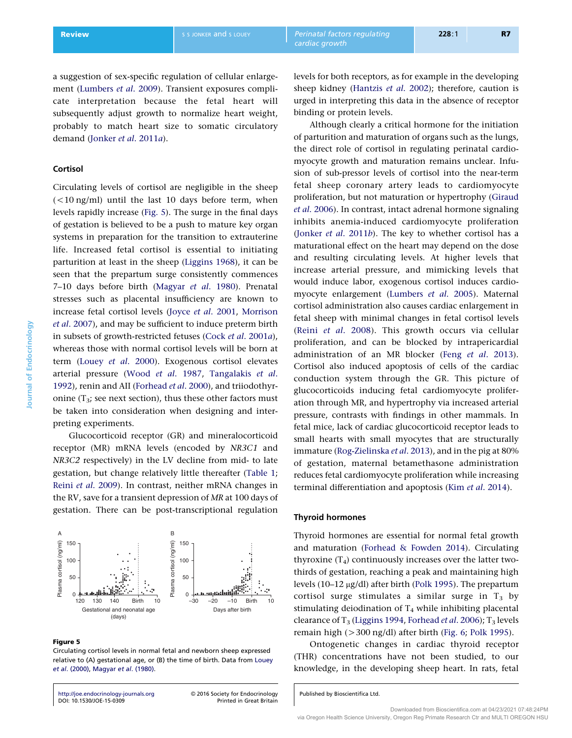a suggestion of sex-specific regulation of cellular enlargement (Lumbers *et al.* 2009). Transient exposures complicate interpretation because the fetal heart will subsequently adjust growth to normalize heart weight, probably to match heart size to somatic circulatory demand (Jonker *et al.* 2011*a*).

### Cortisol

Circulating levels of cortisol are negligible in the sheep (<10 ng/ml) until the last 10 days before term, when levels rapidly increase (Fig. 5). The surge in the final days of gestation is believed to be a push to mature key organ systems in preparation for the transition to extrauterine life. Increased fetal cortisol is essential to initiating parturition at least in the sheep (Liggins 1968), it can be seen that the prepartum surge consistently commences 7–10 days before birth (Magyar *et al.* 1980). Prenatal stresses such as placental insufficiency are known to increase fetal cortisol levels (Joyce *et al.* 2001, Morrison *et al.* 2007), and may be sufficient to induce preterm birth in subsets of growth-restricted fetuses (Cock *et al.* 2001*a*), whereas those with normal cortisol levels will be born at term (Louey *et al.* 2000). Exogenous cortisol elevates arterial pressure (Wood *et al.* 1987, Tangalakis *et al.* 1992), renin and AII (Forhead *et al.* 2000), and triiodothyronine ($T_3$; see next section), thus these other factors must be taken into consideration when designing and interpreting experiments.

Glucocorticoid receptor (GR) and mineralocorticoid receptor (MR) mRNA levels (encoded by *NR3C1* and *NR3C2* respectively) in the LV decline from mid- to late gestation, but change relatively little thereafter (Table 1; Reini *et al.* 2009). In contrast, neither mRNA changes in the RV, save for a transient depression of *MR* at 100 days of gestation. There can be post-transcriptional regulation levels for both receptors, as for example in the developing sheep kidney (Hantzis *et al.* 2002); therefore, caution is urged in interpreting this data in the absence of receptor binding or protein levels.

Although clearly a critical hormone for the initiation of parturition and maturation of organs such as the lungs, the direct role of cortisol in regulating perinatal cardiomyocyte growth and maturation remains unclear. Infusion of sub-pressor levels of cortisol into the near-term fetal sheep coronary artery leads to cardiomyocyte proliferation, but not maturation or hypertrophy (Giraud *et al.* 2006). In contrast, intact adrenal hormone signaling inhibits anemia-induced cardiomyocyte proliferation (Jonker *et al.* 2011*b*). The key to whether cortisol has a maturational effect on the heart may depend on the dose and resulting circulating levels. At higher levels that increase arterial pressure, and mimicking levels that would induce labor, exogenous cortisol induces cardiomyocyte enlargement (Lumbers *et al.* 2005). Maternal cortisol administration also causes cardiac enlargement in fetal sheep with minimal changes in fetal cortisol levels (Reini *et al.* 2008). This growth occurs via cellular proliferation, and can be blocked by intrapericardial administration of an MR blocker (Feng *et al.* 2013). Cortisol also induced apoptosis of cells of the cardiac conduction system through the GR. This picture of glucocorticoids inducing fetal cardiomyocyte proliferation through MR, and hypertrophy via increased arterial pressure, contrasts with findings in other mammals. In fetal mice, lack of cardiac glucocorticoid receptor leads to small hearts with small myocytes that are structurally immature (Rog-Zielinska *et al.* 2013), and in the pig at 80% of gestation, maternal betamethasone administration reduces fetal cardiomyocyte proliferation while increasing terminal differentiation and apoptosis (Kim *et al.* 2014).

**Figure 5**

Circulating cortisol levels in normal fetal and newborn sheep expressed relative to (A) gestational age, or (B) the time of birth. Data from Louey *et al.* (2000), Magyar *et al.* (1980).

### Thyroid hormones

Thyroid hormones are essential for normal fetal growth and maturation (Forhead & Fowden 2014). Circulating thyroxine ($T_4$) continuously increases over the latter two-thirds of gestation, reaching a peak and maintaining high levels (10–12 μg/dl) after birth (Polk 1995). The prepartum cortisol surge stimulates a similar surge in $T_3$ by stimulating deiodination of $T_4$ while inhibiting placental clearance of $T_3$ (Liggins 1994, Forhead *et al.* 2006); $T_3$ levels remain high (>300 ng/dl) after birth (Fig. 6; Polk 1995).

Ontogenetic changes in cardiac thyroid receptor (THR) concentrations have not been studied, to our knowledge, in the developing sheep heart. In rats, fetal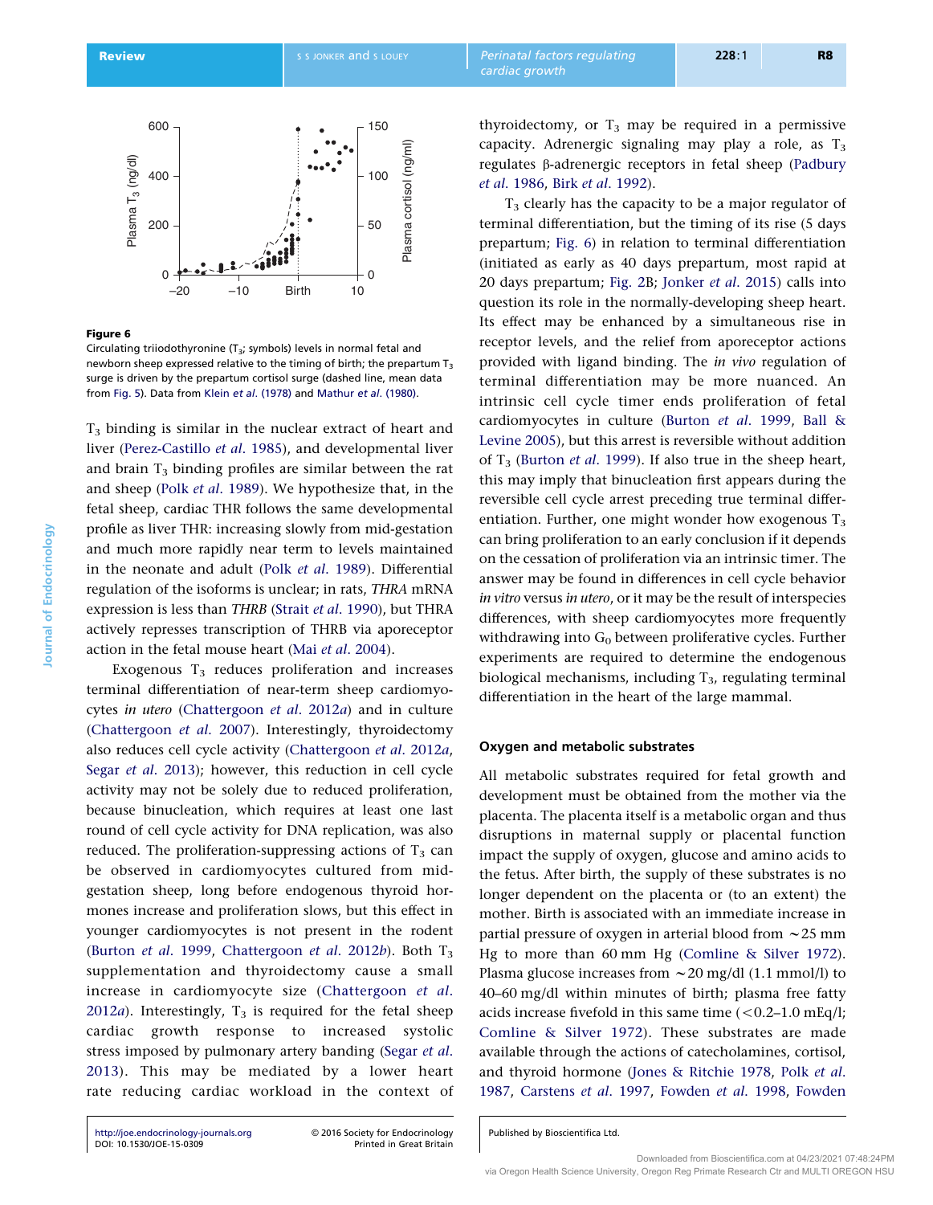**Figure 6**

Circulating triiodothyronine ($T_3$; symbols) levels in normal fetal and newborn sheep expressed relative to the timing of birth; the prepartum $T_3$ surge is driven by the prepartum cortisol surge (dashed line, mean data from Fig. 5). Data from Klein *et al.* (1978) and Mathur *et al.* (1980).

$T_3$ binding is similar in the nuclear extract of heart and liver (Perez-Castillo *et al.* 1985), and developmental liver and brain $T_3$ binding profiles are similar between the rat and sheep (Polk *et al.* 1989). We hypothesize that, in the fetal sheep, cardiac THR follows the same developmental profile as liver THR: increasing slowly from mid-gestation and much more rapidly near term to levels maintained in the neonate and adult (Polk *et al.* 1989). Differential regulation of the isoforms is unclear; in rats, *THRA* mRNA expression is less than *THRB* (Strait *et al.* 1990), but THRA actively represses transcription of THRB via aporeceptor action in the fetal mouse heart (Mai *et al.* 2004).

Exogenous $T_3$ reduces proliferation and increases terminal differentiation of near-term sheep cardiomyocytes *in utero* (Chattergoon *et al.* 2012*a*) and in culture (Chattergoon *et al.* 2007). Interestingly, thyroidectomy also reduces cell cycle activity (Chattergoon *et al.* 2012*a*, Segar *et al.* 2013); however, this reduction in cell cycle activity may not be solely due to reduced proliferation, because binucleation, which requires at least one last round of cell cycle activity for DNA replication, was also reduced. The proliferation-suppressing actions of $T_3$ can be observed in cardiomyocytes cultured from mid-gestation sheep, long before endogenous thyroid hormones increase and proliferation slows, but this effect in younger cardiomyocytes is not present in the rodent (Burton *et al.* 1999, Chattergoon *et al.* 2012*b*). Both $T_3$ supplementation and thyroidectomy cause a small increase in cardiomyocyte size (Chattergoon *et al.* 2012*a*). Interestingly, $T_3$ is required for the fetal sheep cardiac growth response to increased systolic stress imposed by pulmonary artery banding (Segar *et al.* 2013). This may be mediated by a lower heart rate reducing cardiac workload in the context of thyroidectomy, or $T_3$ may be required in a permissive capacity. Adrenergic signaling may play a role, as $T_3$ regulates β-adrenergic receptors in fetal sheep (Padbury *et al.* 1986, Birk *et al.* 1992).

$T_3$ clearly has the capacity to be a major regulator of terminal differentiation, but the timing of its rise (5 days prepartum; Fig. 6) in relation to terminal differentiation (initiated as early as 40 days prepartum, most rapid at 20 days prepartum; Fig. 2B; Jonker *et al.* 2015) calls into question its role in the normally-developing sheep heart. Its effect may be enhanced by a simultaneous rise in receptor levels, and the relief from aporeceptor actions provided with ligand binding. The *in vivo* regulation of terminal differentiation may be more nuanced. An intrinsic cell cycle timer ends proliferation of fetal cardiomyocytes in culture (Burton *et al.* 1999, Ball & Levine 2005), but this arrest is reversible without addition of $T_3$ (Burton *et al.* 1999). If also true in the sheep heart, this may imply that binucleation first appears during the reversible cell cycle arrest preceding true terminal differentiation. Further, one might wonder how exogenous $T_3$ can bring proliferation to an early conclusion if it depends on the cessation of proliferation via an intrinsic timer. The answer may be found in differences in cell cycle behavior *in vitro* versus *in utero*, or it may be the result of interspecies differences, with sheep cardiomyocytes more frequently withdrawing into $G_0$ between proliferative cycles. Further experiments are required to determine the endogenous biological mechanisms, including $T_3$, regulating terminal differentiation in the heart of the large mammal.

### Oxygen and metabolic substrates

All metabolic substrates required for fetal growth and development must be obtained from the mother via the placenta. The placenta itself is a metabolic organ and thus disruptions in maternal supply or placental function impact the supply of oxygen, glucose and amino acids to the fetus. After birth, the supply of these substrates is no longer dependent on the placenta or (to an extent) the mother. Birth is associated with an immediate increase in partial pressure of oxygen in arterial blood from ∼25 mm Hg to more than 60 mm Hg (Comline & Silver 1972). Plasma glucose increases from ∼20 mg/dl (1.1 mmol/l) to 40–60 mg/dl within minutes of birth; plasma free fatty acids increase fivefold in this same time (<0.2–1.0 mEq/l; Comline & Silver 1972). These substrates are made available through the actions of catecholamines, cortisol, and thyroid hormone (Jones & Ritchie 1978, Polk *et al.* 1987, Carstens *et al.* 1997, Fowden *et al.* 1998, Fowden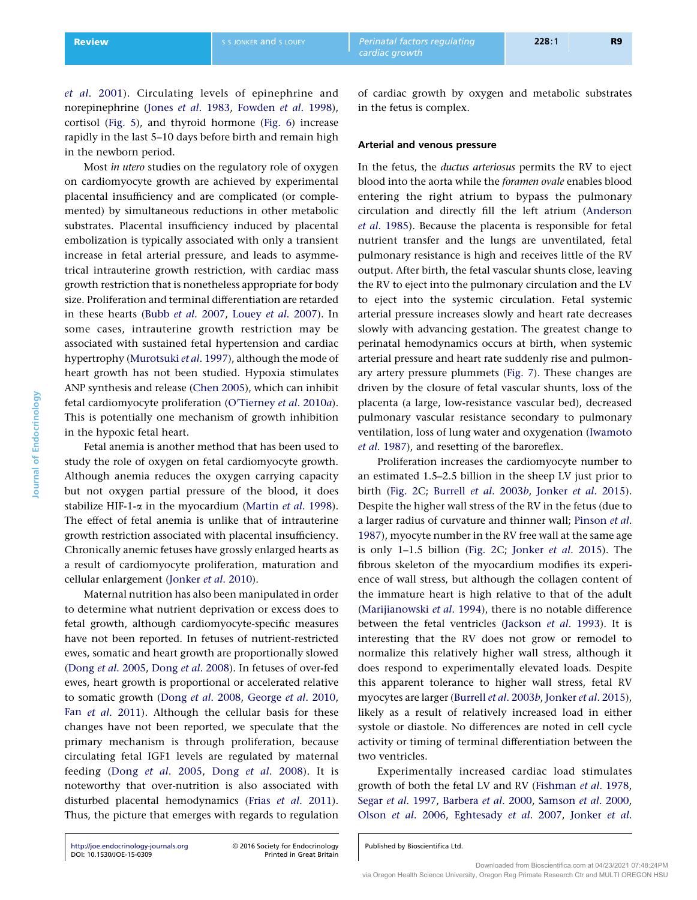*et al.* 2001). Circulating levels of epinephrine and norepinephrine (Jones *et al.* 1983, Fowden *et al.* 1998), cortisol (Fig. 5), and thyroid hormone (Fig. 6) increase rapidly in the last 5–10 days before birth and remain high in the newborn period.

Most *in utero* studies on the regulatory role of oxygen on cardiomyocyte growth are achieved by experimental placental insufficiency and are complicated (or complemented) by simultaneous reductions in other metabolic substrates. Placental insufficiency induced by placental embolization is typically associated with only a transient increase in fetal arterial pressure, and leads to asymmetrical intrauterine growth restriction, with cardiac mass growth restriction that is nonetheless appropriate for body size. Proliferation and terminal differentiation are retarded in these hearts (Bubb *et al.* 2007, Louey *et al.* 2007). In some cases, intrauterine growth restriction may be associated with sustained fetal hypertension and cardiac hypertrophy (Murotsuki *et al.* 1997), although the mode of heart growth has not been studied. Hypoxia stimulates ANP synthesis and release (Chen 2005), which can inhibit fetal cardiomyocyte proliferation (O'Tierney *et al.* 2010*a*). This is potentially one mechanism of growth inhibition in the hypoxic fetal heart.

Fetal anemia is another method that has been used to study the role of oxygen on fetal cardiomyocyte growth. Although anemia reduces the oxygen carrying capacity but not oxygen partial pressure of the blood, it does stabilize HIF-1-$\alpha$ in the myocardium (Martin *et al.* 1998). The effect of fetal anemia is unlike that of intrauterine growth restriction associated with placental insufficiency. Chronically anemic fetuses have grossly enlarged hearts as a result of cardiomyocyte proliferation, maturation and cellular enlargement (Jonker *et al.* 2010).

Maternal nutrition has also been manipulated in order to determine what nutrient deprivation or excess does to fetal growth, although cardiomyocyte-specific measures have not been reported. In fetuses of nutrient-restricted ewes, somatic and heart growth are proportionally slowed (Dong *et al.* 2005, Dong *et al.* 2008). In fetuses of over-fed ewes, heart growth is proportional or accelerated relative to somatic growth (Dong *et al.* 2008, George *et al.* 2010, Fan *et al.* 2011). Although the cellular basis for these changes have not been reported, we speculate that the primary mechanism is through proliferation, because circulating fetal IGF1 levels are regulated by maternal feeding (Dong *et al.* 2005, Dong *et al.* 2008). It is noteworthy that over-nutrition is also associated with disturbed placental hemodynamics (Frias *et al.* 2011). Thus, the picture that emerges with regards to regulation of cardiac growth by oxygen and metabolic substrates in the fetus is complex.

### Arterial and venous pressure

In the fetus, the *ductus arteriosus* permits the RV to eject blood into the aorta while the *foramen ovale* enables blood entering the right atrium to bypass the pulmonary circulation and directly fill the left atrium (Anderson *et al.* 1985). Because the placenta is responsible for fetal nutrient transfer and the lungs are unventilated, fetal pulmonary resistance is high and receives little of the RV output. After birth, the fetal vascular shunts close, leaving the RV to eject into the pulmonary circulation and the LV to eject into the systemic circulation. Fetal systemic arterial pressure increases slowly and heart rate decreases slowly with advancing gestation. The greatest change to perinatal hemodynamics occurs at birth, when systemic arterial pressure and heart rate suddenly rise and pulmonary artery pressure plummets (Fig. 7). These changes are driven by the closure of fetal vascular shunts, loss of the placenta (a large, low-resistance vascular bed), decreased pulmonary vascular resistance secondary to pulmonary ventilation, loss of lung water and oxygenation (Iwamoto *et al.* 1987), and resetting of the baroreflex.

Proliferation increases the cardiomyocyte number to an estimated 1.5–2.5 billion in the sheep LV just prior to birth (Fig. 2C; Burrell *et al.* 2003*b*, Jonker *et al.* 2015). Despite the higher wall stress of the RV in the fetus (due to a larger radius of curvature and thinner wall; Pinson *et al.* 1987), myocyte number in the RV free wall at the same age is only 1–1.5 billion (Fig. 2C; Jonker *et al.* 2015). The fibrous skeleton of the myocardium modifies its experience of wall stress, but although the collagen content of the immature heart is high relative to that of the adult (Marijianowski *et al.* 1994), there is no notable difference between the fetal ventricles (Jackson *et al.* 1993). It is interesting that the RV does not grow or remodel to normalize this relatively higher wall stress, although it does respond to experimentally elevated loads. Despite this apparent tolerance to higher wall stress, fetal RV myocytes are larger (Burrell *et al.* 2003*b*, Jonker *et al.* 2015), likely as a result of relatively increased load in either systole or diastole. No differences are noted in cell cycle activity or timing of terminal differentiation between the two ventricles.

Experimentally increased cardiac load stimulates growth of both the fetal LV and RV (Fishman *et al.* 1978, Segar *et al.* 1997, Barbera *et al.* 2000, Samson *et al.* 2000, Olson *et al.* 2006, Eghtesady *et al.* 2007, Jonker *et al.*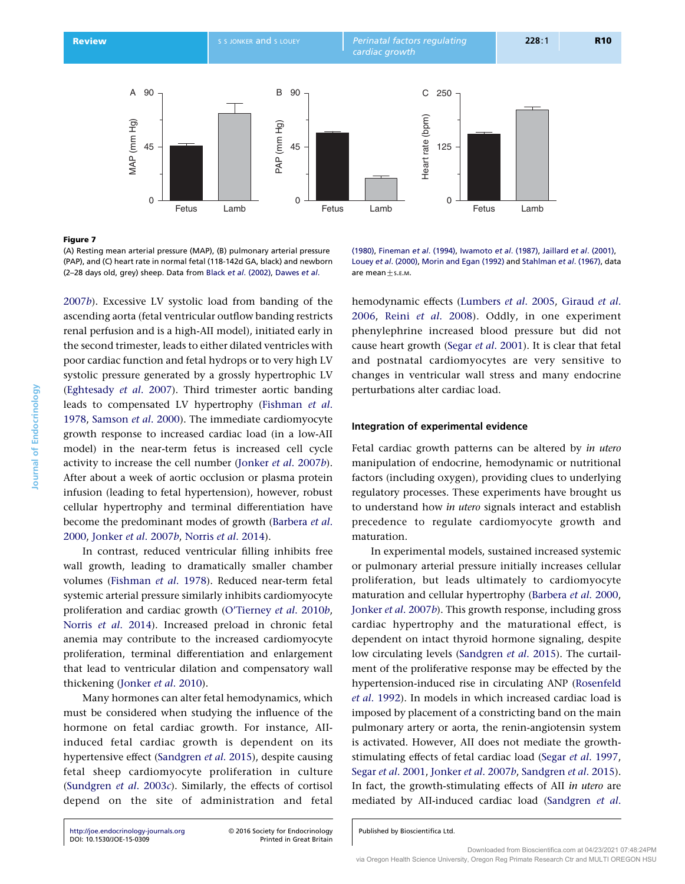**Figure 7**

(A) Resting mean arterial pressure (MAP), (B) pulmonary arterial pressure (PAP), and (C) heart rate in normal fetal (118-142d GA, black) and newborn (2–28 days old, grey) sheep. Data from Black *et al*. (2002), Dawes *et al*. (1980), Fineman *et al*. (1994), Iwamoto *et al*. (1987), Jaillard *et al*. (2001), Louey *et al*. (2000), Morin and Egan (1992) and Stahlman *et al*. (1967), data are mean ± S.E.M.

2007*b*). Excessive LV systolic load from banding of the ascending aorta (fetal ventricular outflow banding restricts renal perfusion and is a high-AII model), initiated early in the second trimester, leads to either dilated ventricles with poor cardiac function and fetal hydrops or to very high LV systolic pressure generated by a grossly hypertrophic LV (Eghtesady *et al*. 2007). Third trimester aortic banding leads to compensated LV hypertrophy (Fishman *et al*. 1978, Samson *et al*. 2000). The immediate cardiomyocyte growth response to increased cardiac load (in a low-AII model) in the near-term fetus is increased cell cycle activity to increase the cell number (Jonker *et al*. 2007*b*). After about a week of aortic occlusion or plasma protein infusion (leading to fetal hypertension), however, robust cellular hypertrophy and terminal differentiation have become the predominant modes of growth (Barbera *et al*. 2000, Jonker *et al*. 2007*b*, Norris *et al*. 2014).

In contrast, reduced ventricular filling inhibits free wall growth, leading to dramatically smaller chamber volumes (Fishman *et al*. 1978). Reduced near-term fetal systemic arterial pressure similarly inhibits cardiomyocyte proliferation and cardiac growth (O'Tierney *et al*. 2010*b*, Norris *et al*. 2014). Increased preload in chronic fetal anemia may contribute to the increased cardiomyocyte proliferation, terminal differentiation and enlargement that lead to ventricular dilation and compensatory wall thickening (Jonker *et al*. 2010).

Many hormones can alter fetal hemodynamics, which must be considered when studying the influence of the hormone on fetal cardiac growth. For instance, AII-induced fetal cardiac growth is dependent on its hypertensive effect (Sandgren *et al*. 2015), despite causing fetal sheep cardiomyocyte proliferation in culture (Sundgren *et al*. 2003*c*). Similarly, the effects of cortisol depend on the site of administration and fetal hemodynamic effects (Lumbers *et al*. 2005, Giraud *et al*. 2006, Reini *et al*. 2008). Oddly, in one experiment phenylephrine increased blood pressure but did not cause heart growth (Segar *et al*. 2001). It is clear that fetal and postnatal cardiomyocytes are very sensitive to changes in ventricular wall stress and many endocrine perturbations alter cardiac load.

### Integration of experimental evidence

Fetal cardiac growth patterns can be altered by *in utero* manipulation of endocrine, hemodynamic or nutritional factors (including oxygen), providing clues to underlying regulatory processes. These experiments have brought us to understand how *in utero* signals interact and establish precedence to regulate cardiomyocyte growth and maturation.

In experimental models, sustained increased systemic or pulmonary arterial pressure initially increases cellular proliferation, but leads ultimately to cardiomyocyte maturation and cellular hypertrophy (Barbera *et al*. 2000, Jonker *et al*. 2007*b*). This growth response, including gross cardiac hypertrophy and the maturational effect, is dependent on intact thyroid hormone signaling, despite low circulating levels (Sandgren *et al*. 2015). The curtailment of the proliferative response may be effected by the hypertension-induced rise in circulating ANP (Rosenfeld *et al*. 1992). In models in which increased cardiac load is imposed by placement of a constricting band on the main pulmonary artery or aorta, the renin-angiotensin system is activated. However, AII does not mediate the growth-stimulating effects of fetal cardiac load (Segar *et al*. 1997, Segar *et al*. 2001, Jonker *et al*. 2007*b*, Sandgren *et al*. 2015). In fact, the growth-stimulating effects of AII *in utero* are mediated by AII-induced cardiac load (Sandgren *et al*.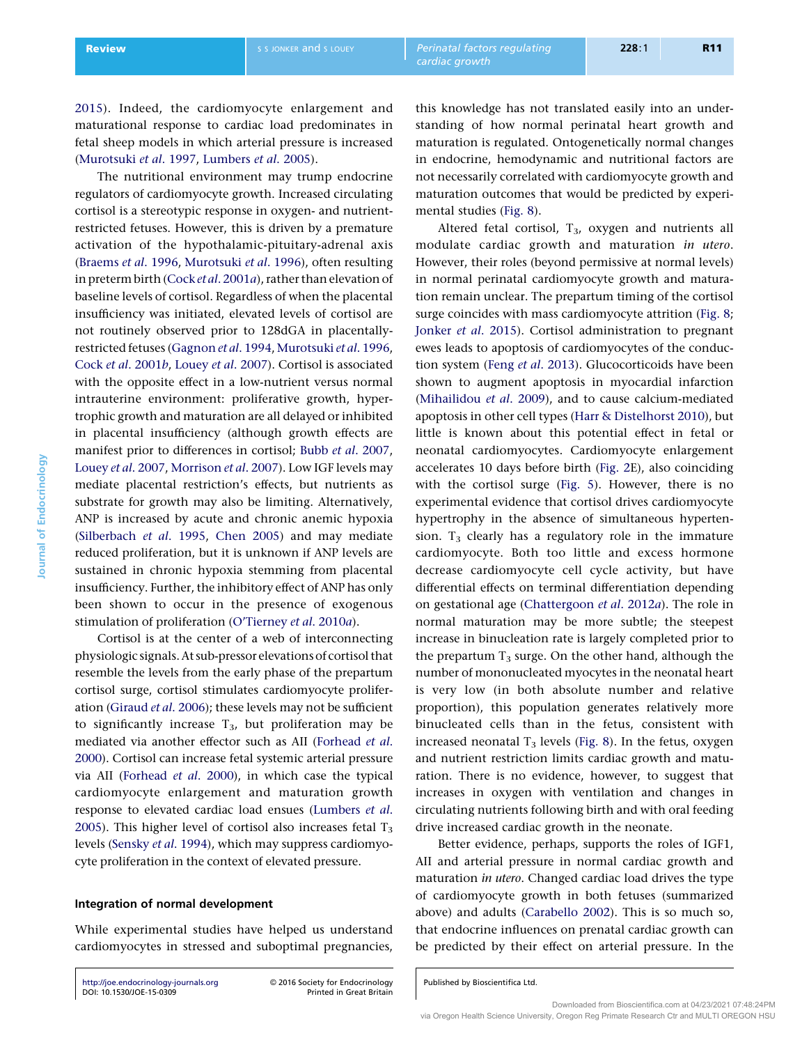2015). Indeed, the cardiomyocyte enlargement and maturational response to cardiac load predominates in fetal sheep models in which arterial pressure is increased (Murotsuki *et al.* 1997, Lumbers *et al.* 2005).

The nutritional environment may trump endocrine regulators of cardiomyocyte growth. Increased circulating cortisol is a stereotypic response in oxygen- and nutrient-restricted fetuses. However, this is driven by a premature activation of the hypothalamic-pituitary-adrenal axis (Braems *et al.* 1996, Murotsuki *et al.* 1996), often resulting in preterm birth (Cock *et al.* 2001*a*), rather than elevation of baseline levels of cortisol. Regardless of when the placental insufficiency was initiated, elevated levels of cortisol are not routinely observed prior to 128dGA in placentally-restricted fetuses (Gagnon *et al.* 1994, Murotsuki *et al.* 1996, Cock *et al.* 2001*b*, Louey *et al.* 2007). Cortisol is associated with the opposite effect in a low-nutrient versus normal intrauterine environment: proliferative growth, hypertrophic growth and maturation are all delayed or inhibited in placental insufficiency (although growth effects are manifest prior to differences in cortisol; Bubb *et al.* 2007, Louey *et al.* 2007, Morrison *et al.* 2007). Low IGF levels may mediate placental restriction's effects, but nutrients as substrate for growth may also be limiting. Alternatively, ANP is increased by acute and chronic anemic hypoxia (Silberbach *et al.* 1995, Chen 2005) and may mediate reduced proliferation, but it is unknown if ANP levels are sustained in chronic hypoxia stemming from placental insufficiency. Further, the inhibitory effect of ANP has only been shown to occur in the presence of exogenous stimulation of proliferation (O'Tierney *et al.* 2010*a*).

Cortisol is at the center of a web of interconnecting physiologic signals. At sub-pressor elevations of cortisol that resemble the levels from the early phase of the prepartum cortisol surge, cortisol stimulates cardiomyocyte proliferation (Giraud *et al.* 2006); these levels may not be sufficient to significantly increase $T_3$, but proliferation may be mediated via another effector such as AII (Forhead *et al.* 2000). Cortisol can increase fetal systemic arterial pressure via AII (Forhead *et al.* 2000), in which case the typical cardiomyocyte enlargement and maturation growth response to elevated cardiac load ensues (Lumbers *et al.* 2005). This higher level of cortisol also increases fetal $T_3$ levels (Sensky *et al.* 1994), which may suppress cardiomyocyte proliferation in the context of elevated pressure.

### Integration of normal development

While experimental studies have helped us understand cardiomyocytes in stressed and suboptimal pregnancies, this knowledge has not translated easily into an understanding of how normal perinatal heart growth and maturation is regulated. Ontogenetically normal changes in endocrine, hemodynamic and nutritional factors are not necessarily correlated with cardiomyocyte growth and maturation outcomes that would be predicted by experimental studies (Fig. 8).

Altered fetal cortisol, $T_3$, oxygen and nutrients all modulate cardiac growth and maturation *in utero*. However, their roles (beyond permissive at normal levels) in normal perinatal cardiomyocyte growth and maturation remain unclear. The prepartum timing of the cortisol surge coincides with mass cardiomyocyte attrition (Fig. 8; Jonker *et al.* 2015). Cortisol administration to pregnant ewes leads to apoptosis of cardiomyocytes of the conduction system (Feng *et al.* 2013). Glucocorticoids have been shown to augment apoptosis in myocardial infarction (Mihailidou *et al.* 2009), and to cause calcium-mediated apoptosis in other cell types (Harr & Distelhorst 2010), but little is known about this potential effect in fetal or neonatal cardiomyocytes. Cardiomyocyte enlargement accelerates 10 days before birth (Fig. 2E), also coinciding with the cortisol surge (Fig. 5). However, there is no experimental evidence that cortisol drives cardiomyocyte hypertrophy in the absence of simultaneous hypertension. $T_3$ clearly has a regulatory role in the immature cardiomyocyte. Both too little and excess hormone decrease cardiomyocyte cell cycle activity, but have differential effects on terminal differentiation depending on gestational age (Chattergoon *et al.* 2012*a*). The role in normal maturation may be more subtle; the steepest increase in binucleation rate is largely completed prior to the prepartum $T_3$ surge. On the other hand, although the number of mononucleated myocytes in the neonatal heart is very low (in both absolute number and relative proportion), this population generates relatively more binucleated cells than in the fetus, consistent with increased neonatal $T_3$ levels (Fig. 8). In the fetus, oxygen and nutrient restriction limits cardiac growth and maturation. There is no evidence, however, to suggest that increases in oxygen with ventilation and changes in circulating nutrients following birth and with oral feeding drive increased cardiac growth in the neonate.

Better evidence, perhaps, supports the roles of IGF1, AII and arterial pressure in normal cardiac growth and maturation *in utero*. Changed cardiac load drives the type of cardiomyocyte growth in both fetuses (summarized above) and adults (Carabello 2002). This is so much so, that endocrine influences on prenatal cardiac growth can be predicted by their effect on arterial pressure. In the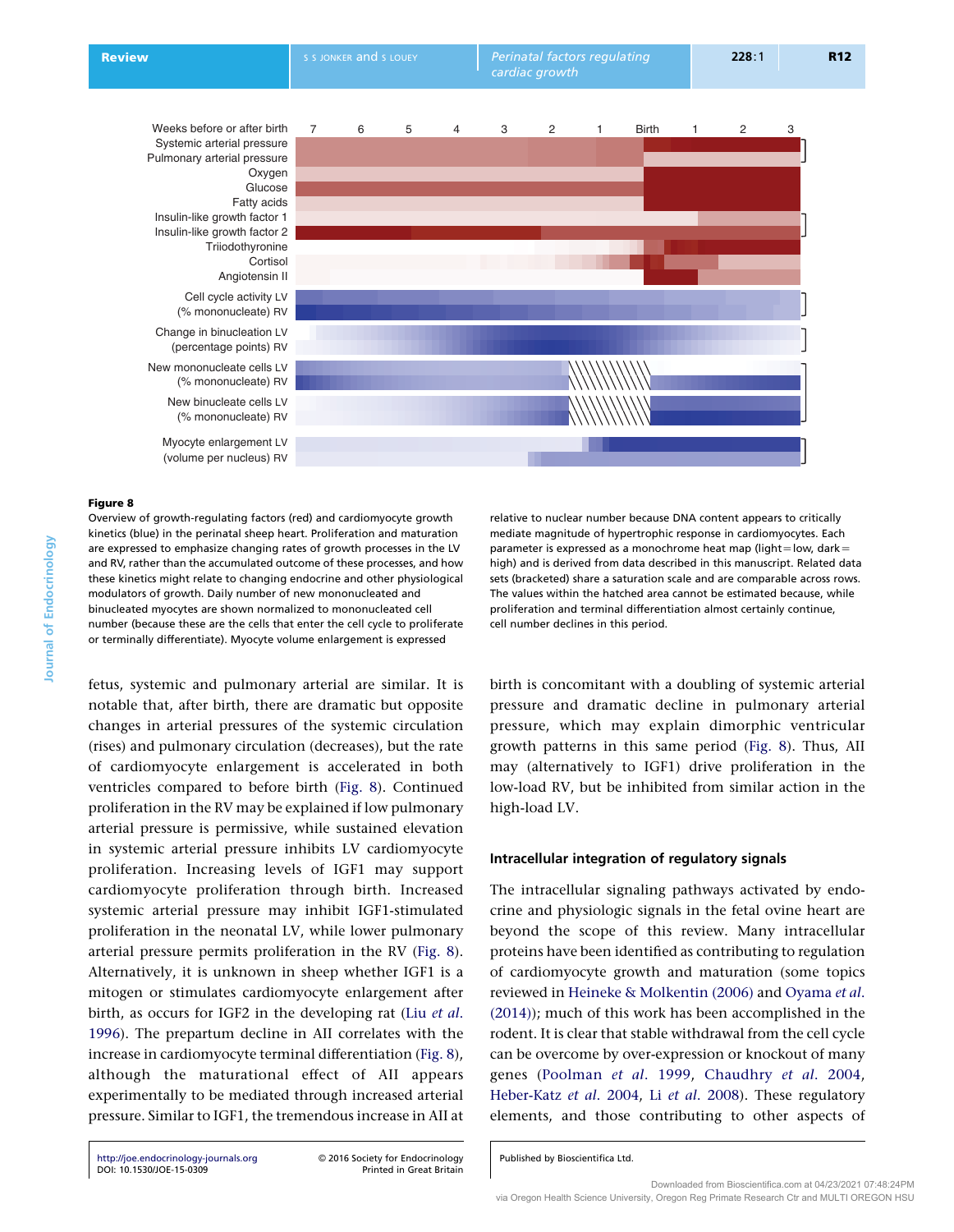Weeks before or after birth 7 6 5 4 3 2 1 Birth 1 2 3

Systemic arterial pressure
Pulmonary arterial pressure
Oxygen
Glucose
Fatty acids
Insulin-like growth factor 1
Insulin-like growth factor 2
Triiodothyronine
Cortisol
Angiotensin II

Cell cycle activity LV
(% mononucleate) RV

Change in binucleation LV
(percentage points) RV

New mononucleate cells LV
(% mononucleate) RV

New binucleate cells LV
(% mononucleate) RV

Myocyte enlargement LV
(volume per nucleus) RV

**Figure 8**

Overview of growth-regulating factors (red) and cardiomyocyte growth kinetics (blue) in the perinatal sheep heart. Proliferation and maturation are expressed to emphasize changing rates of growth processes in the LV and RV, rather than the accumulated outcome of these processes, and how these kinetics might relate to changing endocrine and other physiological modulators of growth. Daily number of new mononucleated and binucleated myocytes are shown normalized to mononucleated cell number (because these are the cells that enter the cell cycle to proliferate or terminally differentiate). Myocyte volume enlargement is expressed relative to nuclear number because DNA content appears to critically mediate magnitude of hypertrophic response in cardiomyocytes. Each parameter is expressed as a monochrome heat map (light = low, dark = high) and is derived from data described in this manuscript. Related data sets (bracketed) share a saturation scale and are comparable across rows. The values within the hatched area cannot be estimated because, while proliferation and terminal differentiation almost certainly continue, cell number declines in this period.

fetus, systemic and pulmonary arterial are similar. It is notable that, after birth, there are dramatic but opposite changes in arterial pressures of the systemic circulation (rises) and pulmonary circulation (decreases), but the rate of cardiomyocyte enlargement is accelerated in both ventricles compared to before birth (Fig. 8). Continued proliferation in the RV may be explained if low pulmonary arterial pressure is permissive, while sustained elevation in systemic arterial pressure inhibits LV cardiomyocyte proliferation. Increasing levels of IGF1 may support cardiomyocyte proliferation through birth. Increased systemic arterial pressure may inhibit IGF1-stimulated proliferation in the neonatal LV, while lower pulmonary arterial pressure permits proliferation in the RV (Fig. 8). Alternatively, it is unknown in sheep whether IGF1 is a mitogen or stimulates cardiomyocyte enlargement after birth, as occurs for IGF2 in the developing rat (Liu *et al.* 1996). The prepartum decline in AII correlates with the increase in cardiomyocyte terminal differentiation (Fig. 8), although the maturational effect of AII appears experimentally to be mediated through increased arterial pressure. Similar to IGF1, the tremendous increase in AII at birth is concomitant with a doubling of systemic arterial pressure and dramatic decline in pulmonary arterial pressure, which may explain dimorphic ventricular growth patterns in this same period (Fig. 8). Thus, AII may (alternatively to IGF1) drive proliferation in the low-load RV, but be inhibited from similar action in the high-load LV.

### Intracellular integration of regulatory signals

The intracellular signaling pathways activated by endocrine and physiologic signals in the fetal ovine heart are beyond the scope of this review. Many intracellular proteins have been identified as contributing to regulation of cardiomyocyte growth and maturation (some topics reviewed in Heineke & Molkentin (2006) and Oyama *et al.* (2014)); much of this work has been accomplished in the rodent. It is clear that stable withdrawal from the cell cycle can be overcome by over-expression or knockout of many genes (Poolman *et al.* 1999, Chaudhry *et al.* 2004, Heber-Katz *et al.* 2004, Li *et al.* 2008). These regulatory elements, and those contributing to other aspects of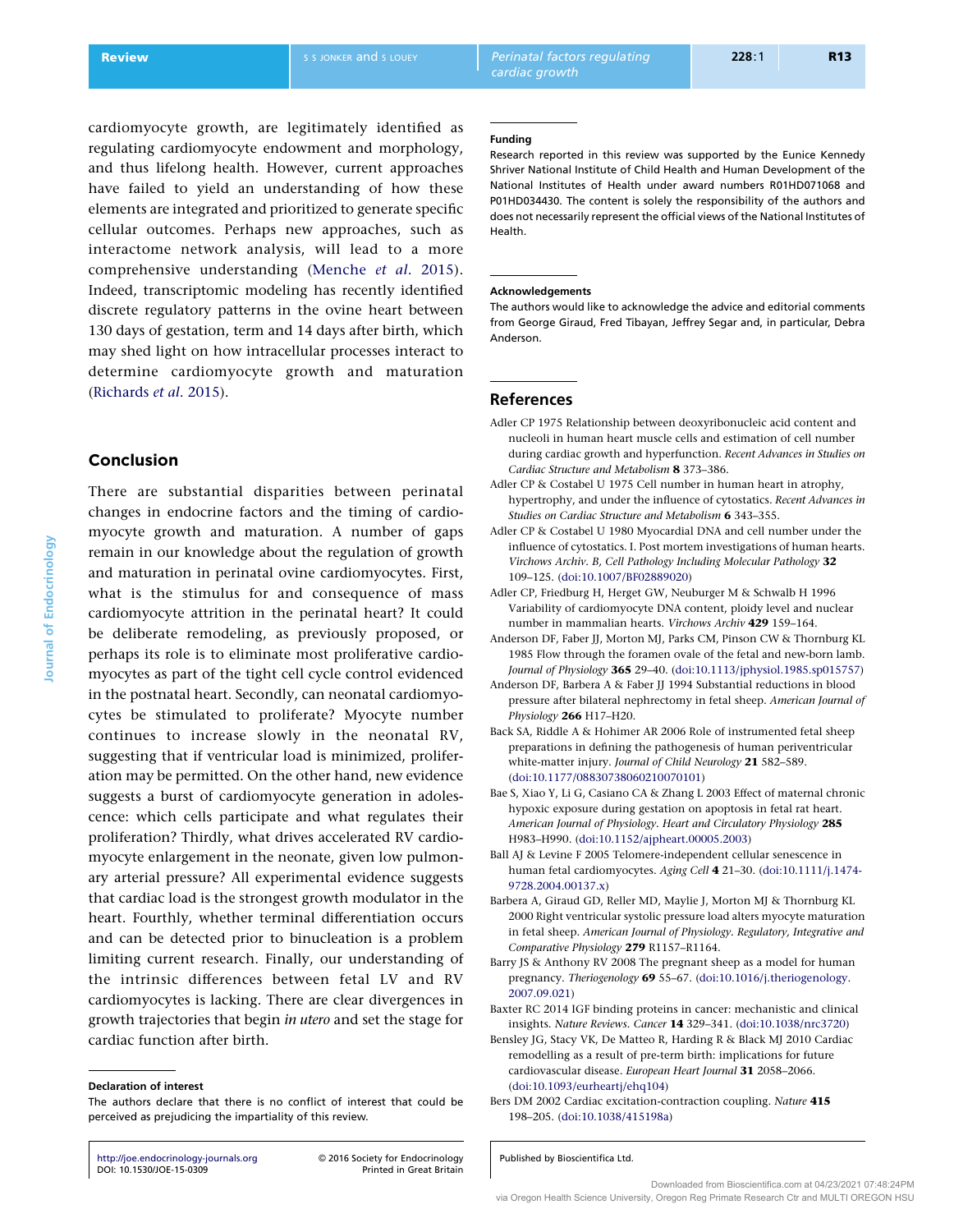cardiomyocyte growth, are legitimately identified as regulating cardiomyocyte endowment and morphology, and thus lifelong health. However, current approaches have failed to yield an understanding of how these elements are integrated and prioritized to generate specific cellular outcomes. Perhaps new approaches, such as interactome network analysis, will lead to a more comprehensive understanding (Menche *et al*. 2015). Indeed, transcriptomic modeling has recently identified discrete regulatory patterns in the ovine heart between 130 days of gestation, term and 14 days after birth, which may shed light on how intracellular processes interact to determine cardiomyocyte growth and maturation (Richards *et al*. 2015).

## Conclusion

There are substantial disparities between perinatal changes in endocrine factors and the timing of cardiomyocyte growth and maturation. A number of gaps remain in our knowledge about the regulation of growth and maturation in perinatal ovine cardiomyocytes. First, what is the stimulus for and consequence of mass cardiomyocyte attrition in the perinatal heart? It could be deliberate remodeling, as previously proposed, or perhaps its role is to eliminate most proliferative cardiomyocytes as part of the tight cell cycle control evidenced in the postnatal heart. Secondly, can neonatal cardiomyocytes be stimulated to proliferate? Myocyte number continues to increase slowly in the neonatal RV, suggesting that if ventricular load is minimized, proliferation may be permitted. On the other hand, new evidence suggests a burst of cardiomyocyte generation in adolescence: which cells participate and what regulates their proliferation? Thirdly, what drives accelerated RV cardiomyocyte enlargement in the neonate, given low pulmonary arterial pressure? All experimental evidence suggests that cardiac load is the strongest growth modulator in the heart. Fourthly, whether terminal differentiation occurs and can be detected prior to binucleation is a problem limiting current research. Finally, our understanding of the intrinsic differences between fetal LV and RV cardiomyocytes is lacking. There are clear divergences in growth trajectories that begin *in utero* and set the stage for cardiac function after birth.

#### Declaration of interest

The authors declare that there is no conflict of interest that could be perceived as prejudicing the impartiality of this review.

#### Funding

Research reported in this review was supported by the Eunice Kennedy Shriver National Institute of Child Health and Human Development of the National Institutes of Health under award numbers R01HD071068 and P01HD034430. The content is solely the responsibility of the authors and does not necessarily represent the official views of the National Institutes of Health.

#### Acknowledgements

The authors would like to acknowledge the advice and editorial comments from George Giraud, Fred Tibayan, Jeffrey Segar and, in particular, Debra Anderson.

## References

Adler CP 1975 Relationship between deoxyribonucleic acid content and nucleoli in human heart muscle cells and estimation of cell number during cardiac growth and hyperfunction. *Recent Advances in Studies on Cardiac Structure and Metabolism* **8** 373–386.

Adler CP & Costabel U 1975 Cell number in human heart in atrophy, hypertrophy, and under the influence of cytostatics. *Recent Advances in Studies on Cardiac Structure and Metabolism* **6** 343–355.

Adler CP & Costabel U 1980 Myocardial DNA and cell number under the influence of cytostatics. I. Post mortem investigations of human hearts. *Virchows Archiv. B, Cell Pathology Including Molecular Pathology* **32** 109–125. (doi:10.1007/BF02889020)

Adler CP, Friedburg H, Herget GW, Neuburger M & Schwalb H 1996 Variability of cardiomyocyte DNA content, ploidy level and nuclear number in mammalian hearts. *Virchows Archiv* **429** 159–164.

Anderson DF, Faber JJ, Morton MJ, Parks CM, Pinson CW & Thornburg KL 1985 Flow through the foramen ovale of the fetal and new-born lamb. *Journal of Physiology* **365** 29–40. (doi:10.1113/jphysiol.1985.sp015757)

Anderson DF, Barbera A & Faber JJ 1994 Substantial reductions in blood pressure after bilateral nephrectomy in fetal sheep. *American Journal of Physiology* **266** H17–H20.

Back SA, Riddle A & Hohimer AR 2006 Role of instrumented fetal sheep preparations in defining the pathogenesis of human periventricular white-matter injury. *Journal of Child Neurology* **21** 582–589. (doi:10.1177/08830738060210070101)

Bae S, Xiao Y, Li G, Casiano CA & Zhang L 2003 Effect of maternal chronic hypoxic exposure during gestation on apoptosis in fetal rat heart. *American Journal of Physiology. Heart and Circulatory Physiology* **285** H983–H990. (doi:10.1152/ajpheart.00005.2003)

Ball AJ & Levine F 2005 Telomere-independent cellular senescence in human fetal cardiomyocytes. *Aging Cell* **4** 21–30. (doi:10.1111/j.1474-9728.2004.00137.x)

Barbera A, Giraud GD, Reller MD, Maylie J, Morton MJ & Thornburg KL 2000 Right ventricular systolic pressure load alters myocyte maturation in fetal sheep. *American Journal of Physiology. Regulatory, Integrative and Comparative Physiology* **279** R1157–R1164.

Barry JS & Anthony RV 2008 The pregnant sheep as a model for human pregnancy. *Theriogenology* **69** 55–67. (doi:10.1016/j.theriogenology.2007.09.021)

Baxter RC 2014 IGF binding proteins in cancer: mechanistic and clinical insights. *Nature Reviews. Cancer* **14** 329–341. (doi:10.1038/nrc3720)

Bensley JG, Stacy VK, De Matteo R, Harding R & Black MJ 2010 Cardiac remodelling as a result of pre-term birth: implications for future cardiovascular disease. *European Heart Journal* **31** 2058–2066. (doi:10.1093/eurheartj/ehq104)

Bers DM 2002 Cardiac excitation-contraction coupling. *Nature* **415** 198–205. (doi:10.1038/415198a)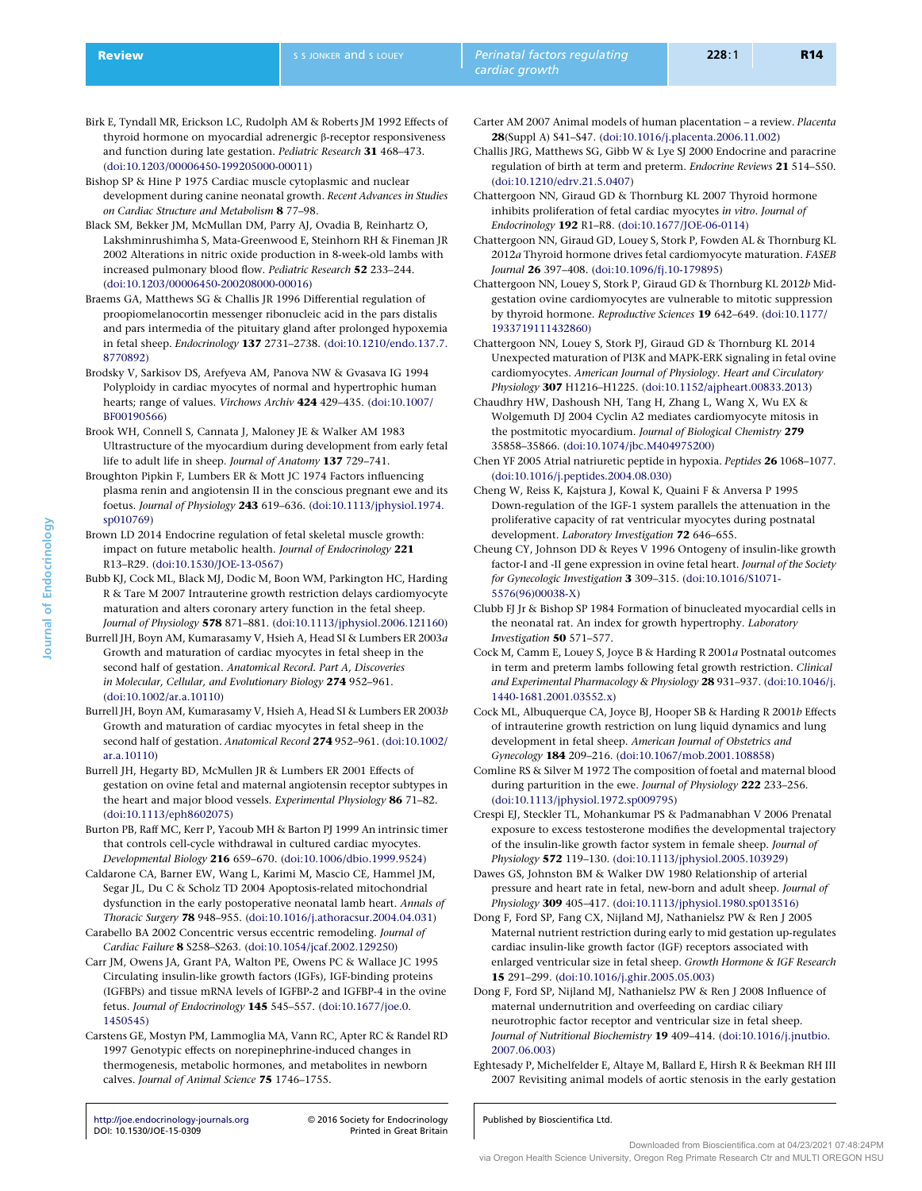Birk E, Tyndall MR, Erickson LC, Rudolph AM & Roberts JM 1992 Effects of thyroid hormone on myocardial adrenergic β-receptor responsiveness and function during late gestation. *Pediatric Research* **31** 468–473. (doi:10.1203/00006450-199205000-00011)

Bishop SP & Hine P 1975 Cardiac muscle cytoplasmic and nuclear development during canine neonatal growth. *Recent Advances in Studies on Cardiac Structure and Metabolism* **8** 77–98.

Black SM, Bekker JM, McMullan DM, Parry AJ, Ovadia B, Reinhartz O, Lakshminrushimlha S, Mata-Greenwood E, Steinhorn RH & Fineman JR 2002 Alterations in nitric oxide production in 8-week-old lambs with increased pulmonary blood flow. *Pediatric Research* **52** 233–244. (doi:10.1203/00006450-200208000-00016)

Braems GA, Matthews SG & Challis JR 1996 Differential regulation of proopiomelanocortin messenger ribonucleic acid in the pars distalis and pars intermedia of the pituitary gland after prolonged hypoxemia in fetal sheep. *Endocrinology* **137** 2731–2738. (doi:10.1210/endo.137.7.8770892)

Brodsky V, Sarkisov DS, Arefyeva AM, Panova NW & Gvasava IG 1994 Polyploidy in cardiac myocytes of normal and hypertrophic human hearts; range of values. *Virchows Archiv* **424** 429–435. (doi:10.1007/BF00190566)

Brook WH, Connell S, Cannata J, Maloney JE & Walker AM 1983 Ultrastructure of the myocardium during development from early fetal life to adult life in sheep. *Journal of Anatomy* **137** 729–741.

Broughton Pipkin F, Lumbers ER & Mott JC 1974 Factors influencing plasma renin and angiotensin II in the conscious pregnant ewe and its foetus. *Journal of Physiology* **243** 619–636. (doi:10.1113/jphysiol.1974.sp010769)

Brown LD 2014 Endocrine regulation of fetal skeletal muscle growth: impact on future metabolic health. *Journal of Endocrinology* **221** R13–R29. (doi:10.1530/JOE-13-0567)

Bubb KJ, Cock ML, Black MJ, Dodic M, Boon WM, Parkington HC, Harding R & Tare M 2007 Intrauterine growth restriction delays cardiomyocyte maturation and alters coronary artery function in the fetal sheep. *Journal of Physiology* **578** 871–881. (doi:10.1113/jphysiol.2006.121160)

Burrell JH, Boyn AM, Kumarasamy V, Hsieh A, Head SI & Lumbers ER 2003*a* Growth and maturation of cardiac myocytes in fetal sheep in the second half of gestation. *Anatomical Record. Part A, Discoveries in Molecular, Cellular, and Evolutionary Biology* **274** 952–961. (doi:10.1002/ar.a.10110)

Burrell JH, Boyn AM, Kumarasamy V, Hsieh A, Head SI & Lumbers ER 2003*b* Growth and maturation of cardiac myocytes in fetal sheep in the second half of gestation. *Anatomical Record* **274** 952–961. (doi:10.1002/ar.a.10110)

Burrell JH, Hegarty BD, McMullen JR & Lumbers ER 2001 Effects of gestation on ovine fetal and maternal angiotensin receptor subtypes in the heart and major blood vessels. *Experimental Physiology* **86** 71–82. (doi:10.1113/eph8602075)

Burton PB, Raff MC, Kerr P, Yacoub MH & Barton PJ 1999 An intrinsic timer that controls cell-cycle withdrawal in cultured cardiac myocytes. *Developmental Biology* **216** 659–670. (doi:10.1006/dbio.1999.9524)

Caldarone CA, Barner EW, Wang L, Karimi M, Mascio CE, Hammel JM, Segar JL, Du C & Scholz TD 2004 Apoptosis-related mitochondrial dysfunction in the early postoperative neonatal lamb heart. *Annals of Thoracic Surgery* **78** 948–955. (doi:10.1016/j.athoracsur.2004.04.031)

Carabello BA 2002 Concentric versus eccentric remodeling. *Journal of Cardiac Failure* **8** S258–S263. (doi:10.1054/jcaf.2002.129250)

Carr JM, Owens JA, Grant PA, Walton PE, Owens PC & Wallace JC 1995 Circulating insulin-like growth factors (IGFs), IGF-binding proteins (IGFBPs) and tissue mRNA levels of IGFBP-2 and IGFBP-4 in the ovine fetus. *Journal of Endocrinology* **145** 545–557. (doi:10.1677/joe.0.1450545)

Carstens GE, Mostyn PM, Lammoglia MA, Vann RC, Apter RC & Randel RD 1997 Genotypic effects on norepinephrine-induced changes in thermogenesis, metabolic hormones, and metabolites in newborn calves. *Journal of Animal Science* **75** 1746–1755.

Carter AM 2007 Animal models of human placentation – a review. *Placenta* **28**(Suppl A) S41–S47. (doi:10.1016/j.placenta.2006.11.002)

Challis JRG, Matthews SG, Gibb W & Lye SJ 2000 Endocrine and paracrine regulation of birth at term and preterm. *Endocrine Reviews* **21** 514–550. (doi:10.1210/edrv.21.5.0407)

Chattergoon NN, Giraud GD & Thornburg KL 2007 Thyroid hormone inhibits proliferation of fetal cardiac myocytes *in vitro*. *Journal of Endocrinology* **192** R1–R8. (doi:10.1677/JOE-06-0114)

Chattergoon NN, Giraud GD, Louey S, Stork P, Fowden AL & Thornburg KL 2012*a* Thyroid hormone drives fetal cardiomyocyte maturation. *FASEB Journal* **26** 397–408. (doi:10.1096/fj.10-179895)

Chattergoon NN, Louey S, Stork P, Giraud GD & Thornburg KL 2012*b* Mid-gestation ovine cardiomyocytes are vulnerable to mitotic suppression by thyroid hormone. *Reproductive Sciences* **19** 642–649. (doi:10.1177/1933719111432860)

Chattergoon NN, Louey S, Stork PJ, Giraud GD & Thornburg KL 2014 Unexpected maturation of PI3K and MAPK-ERK signaling in fetal ovine cardiomyocytes. *American Journal of Physiology. Heart and Circulatory Physiology* **307** H1216–H1225. (doi:10.1152/ajpheart.00833.2013)

Chaudhry HW, Dashoush NH, Tang H, Zhang L, Wang X, Wu EX & Wolgemuth DJ 2004 Cyclin A2 mediates cardiomyocyte mitosis in the postmitotic myocardium. *Journal of Biological Chemistry* **279** 35858–35866. (doi:10.1074/jbc.M404975200)

Chen YF 2005 Atrial natriuretic peptide in hypoxia. *Peptides* **26** 1068–1077. (doi:10.1016/j.peptides.2004.08.030)

Cheng W, Reiss K, Kajstura J, Kowal K, Quaini F & Anversa P 1995 Down-regulation of the IGF-1 system parallels the attenuation in the proliferative capacity of rat ventricular myocytes during postnatal development. *Laboratory Investigation* **72** 646–655.

Cheung CY, Johnson DD & Reyes V 1996 Ontogeny of insulin-like growth factor-I and -II gene expression in ovine fetal heart. *Journal of the Society for Gynecologic Investigation* **3** 309–315. (doi:10.1016/S1071-5576(96)00038-X)

Clubb FJ Jr & Bishop SP 1984 Formation of binucleated myocardial cells in the neonatal rat. An index for growth hypertrophy. *Laboratory Investigation* **50** 571–577.

Cock M, Camm E, Louey S, Joyce B & Harding R 2001*a* Postnatal outcomes in term and preterm lambs following fetal growth restriction. *Clinical and Experimental Pharmacology & Physiology* **28** 931–937. (doi:10.1046/j.1440-1681.2001.03552.x)

Cock ML, Albuquerque CA, Joyce BJ, Hooper SB & Harding R 2001*b* Effects of intrauterine growth restriction on lung liquid dynamics and lung development in fetal sheep. *American Journal of Obstetrics and Gynecology* **184** 209–216. (doi:10.1067/mob.2001.108858)

Comline RS & Silver M 1972 The composition of foetal and maternal blood during parturition in the ewe. *Journal of Physiology* **222** 233–256. (doi:10.1113/jphysiol.1972.sp009795)

Crespi EJ, Steckler TL, Mohankumar PS & Padmanabhan V 2006 Prenatal exposure to excess testosterone modifies the developmental trajectory of the insulin-like growth factor system in female sheep. *Journal of Physiology* **572** 119–130. (doi:10.1113/jphysiol.2005.103929)

Dawes GS, Johnston BM & Walker DW 1980 Relationship of arterial pressure and heart rate in fetal, new-born and adult sheep. *Journal of Physiology* **309** 405–417. (doi:10.1113/jphysiol.1980.sp013516)

Dong F, Ford SP, Fang CX, Nijland MJ, Nathanielsz PW & Ren J 2005 Maternal nutrient restriction during early to mid gestation up-regulates cardiac insulin-like growth factor (IGF) receptors associated with enlarged ventricular size in fetal sheep. *Growth Hormone & IGF Research* **15** 291–299. (doi:10.1016/j.ghir.2005.05.003)

Dong F, Ford SP, Nijland MJ, Nathanielsz PW & Ren J 2008 Influence of maternal undernutrition and overfeeding on cardiac ciliary neurotrophic factor receptor and ventricular size in fetal sheep. *Journal of Nutritional Biochemistry* **19** 409–414. (doi:10.1016/j.jnutbio.2007.06.003)

Eghtesady P, Michelfelder E, Altaye M, Ballard E, Hirsh R & Beekman RH III 2007 Revisiting animal models of aortic stenosis in the early gestation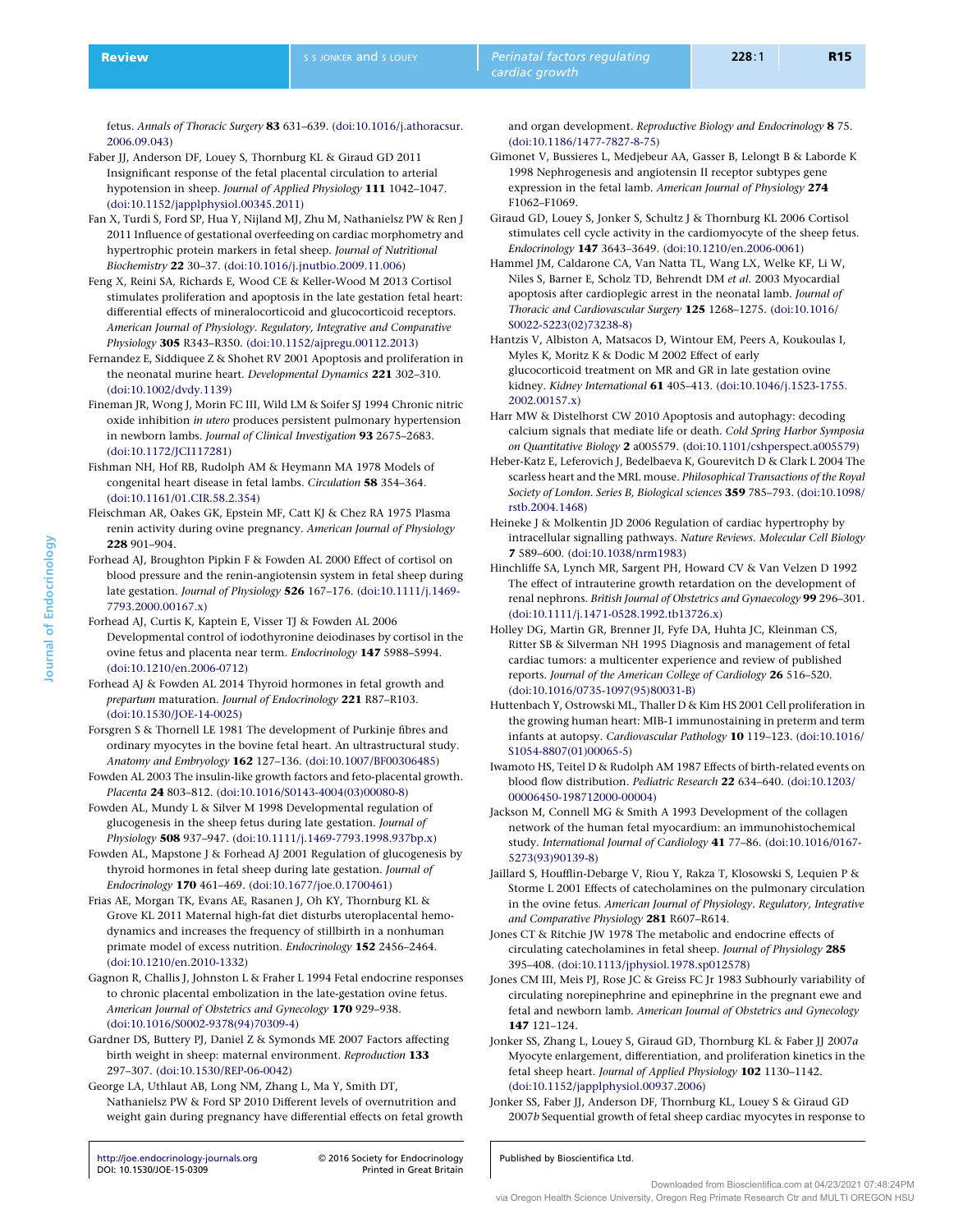fetus. *Annals of Thoracic Surgery* **83** 631–639. (doi:10.1016/j.athoracsur.2006.09.043)

Faber JJ, Anderson DF, Louey S, Thornburg KL & Giraud GD 2011 Insignificant response of the fetal placental circulation to arterial hypotension in sheep. *Journal of Applied Physiology* **111** 1042–1047. (doi:10.1152/japplphysiol.00345.2011)

Fan X, Turdi S, Ford SP, Hua Y, Nijland MJ, Zhu M, Nathanielsz PW & Ren J 2011 Influence of gestational overfeeding on cardiac morphometry and hypertrophic protein markers in fetal sheep. *Journal of Nutritional Biochemistry* **22** 30–37. (doi:10.1016/j.jnutbio.2009.11.006)

Feng X, Reini SA, Richards E, Wood CE & Keller-Wood M 2013 Cortisol stimulates proliferation and apoptosis in the late gestation fetal heart: differential effects of mineralocorticoid and glucocorticoid receptors. *American Journal of Physiology. Regulatory, Integrative and Comparative Physiology* **305** R343–R350. (doi:10.1152/ajpregu.00112.2013)

Fernandez E, Siddiquee Z & Shohet RV 2001 Apoptosis and proliferation in the neonatal murine heart. *Developmental Dynamics* **221** 302–310. (doi:10.1002/dvdy.1139)

Fineman JR, Wong J, Morin FC III, Wild LM & Soifer SJ 1994 Chronic nitric oxide inhibition *in utero* produces persistent pulmonary hypertension in newborn lambs. *Journal of Clinical Investigation* **93** 2675–2683. (doi:10.1172/JCI117281)

Fishman NH, Hof RB, Rudolph AM & Heymann MA 1978 Models of congenital heart disease in fetal lambs. *Circulation* **58** 354–364. (doi:10.1161/01.CIR.58.2.354)

Fleischman AR, Oakes GK, Epstein MF, Catt KJ & Chez RA 1975 Plasma renin activity during ovine pregnancy. *American Journal of Physiology* **228** 901–904.

Forhead AJ, Broughton Pipkin F & Fowden AL 2000 Effect of cortisol on blood pressure and the renin-angiotensin system in fetal sheep during late gestation. *Journal of Physiology* **526** 167–176. (doi:10.1111/j.1469-7793.2000.00167.x)

Forhead AJ, Curtis K, Kaptein E, Visser TJ & Fowden AL 2006 Developmental control of iodothyronine deiodinases by cortisol in the ovine fetus and placenta near term. *Endocrinology* **147** 5988–5994. (doi:10.1210/en.2006-0712)

Forhead AJ & Fowden AL 2014 Thyroid hormones in fetal growth and *prepartum* maturation. *Journal of Endocrinology* **221** R87–R103. (doi:10.1530/JOE-14-0025)

Forsgren S & Thornell LE 1981 The development of Purkinje fibres and ordinary myocytes in the bovine fetal heart. An ultrastructural study. *Anatomy and Embryology* **162** 127–136. (doi:10.1007/BF00306485)

Fowden AL 2003 The insulin-like growth factors and feto-placental growth. *Placenta* **24** 803–812. (doi:10.1016/S0143-4004(03)00080-8)

Fowden AL, Mundy L & Silver M 1998 Developmental regulation of glucogenesis in the sheep fetus during late gestation. *Journal of Physiology* **508** 937–947. (doi:10.1111/j.1469-7793.1998.937bp.x)

Fowden AL, Mapstone J & Forhead AJ 2001 Regulation of glucogenesis by thyroid hormones in fetal sheep during late gestation. *Journal of Endocrinology* **170** 461–469. (doi:10.1677/joe.0.1700461)

Frias AE, Morgan TK, Evans AE, Rasanen J, Oh KY, Thornburg KL & Grove KL 2011 Maternal high-fat diet disturbs uteroplacental hemodynamics and increases the frequency of stillbirth in a nonhuman primate model of excess nutrition. *Endocrinology* **152** 2456–2464. (doi:10.1210/en.2010-1332)

Gagnon R, Challis J, Johnston L & Fraher L 1994 Fetal endocrine responses to chronic placental embolization in the late-gestation ovine fetus. *American Journal of Obstetrics and Gynecology* **170** 929–938. (doi:10.1016/S0002-9378(94)70309-4)

Gardner DS, Buttery PJ, Daniel Z & Symonds ME 2007 Factors affecting birth weight in sheep: maternal environment. *Reproduction* **133** 297–307. (doi:10.1530/REP-06-0042)

George LA, Uthlaut AB, Long NM, Zhang L, Ma Y, Smith DT, Nathanielsz PW & Ford SP 2010 Different levels of overnutrition and weight gain during pregnancy have differential effects on fetal growth and organ development. *Reproductive Biology and Endocrinology* **8** 75. (doi:10.1186/1477-7827-8-75)

Gimonet V, Bussieres L, Medjebeur AA, Gasser B, Lelongt B & Laborde K 1998 Nephrogenesis and angiotensin II receptor subtypes gene expression in the fetal lamb. *American Journal of Physiology* **274** F1062–F1069.

Giraud GD, Louey S, Jonker S, Schultz J & Thornburg KL 2006 Cortisol stimulates cell cycle activity in the cardiomyocyte of the sheep fetus. *Endocrinology* **147** 3643–3649. (doi:10.1210/en.2006-0061)

Hammel JM, Caldarone CA, Van Natta TL, Wang LX, Welke KF, Li W, Niles S, Barner E, Scholz TD, Behrendt DM *et al.* 2003 Myocardial apoptosis after cardioplegic arrest in the neonatal lamb. *Journal of Thoracic and Cardiovascular Surgery* **125** 1268–1275. (doi:10.1016/S0022-5223(02)73238-8)

Hantzis V, Albiston A, Matsacos D, Wintour EM, Peers A, Koukoulas I, Myles K, Moritz K & Dodic M 2002 Effect of early glucocorticoid treatment on MR and GR in late gestation ovine kidney. *Kidney International* **61** 405–413. (doi:10.1046/j.1523-1755.2002.00157.x)

Harr MW & Distelhorst CW 2010 Apoptosis and autophagy: decoding calcium signals that mediate life or death. *Cold Spring Harbor Symposia on Quantitative Biology* **2** a005579. (doi:10.1101/cshperspect.a005579)

Heber-Katz E, Leferovich J, Bedelbaeva K, Gourevitch D & Clark L 2004 The scarless heart and the MRL mouse. *Philosophical Transactions of the Royal Society of London. Series B, Biological sciences* **359** 785–793. (doi:10.1098/rstb.2004.1468)

Heineke J & Molkentin JD 2006 Regulation of cardiac hypertrophy by intracellular signalling pathways. *Nature Reviews. Molecular Cell Biology* **7** 589–600. (doi:10.1038/nrm1983)

Hinchliffe SA, Lynch MR, Sargent PH, Howard CV & Van Velzen D 1992 The effect of intrauterine growth retardation on the development of renal nephrons. *British Journal of Obstetrics and Gynaecology* **99** 296–301. (doi:10.1111/j.1471-0528.1992.tb13726.x)

Holley DG, Martin GR, Brenner JI, Fyfe DA, Huhta JC, Kleinman CS, Ritter SB & Silverman NH 1995 Diagnosis and management of fetal cardiac tumors: a multicenter experience and review of published reports. *Journal of the American College of Cardiology* **26** 516–520. (doi:10.1016/0735-1097(95)80031-B)

Huttenbach Y, Ostrowski ML, Thaller D & Kim HS 2001 Cell proliferation in the growing human heart: MIB-1 immunostaining in preterm and term infants at autopsy. *Cardiovascular Pathology* **10** 119–123. (doi:10.1016/S1054-8807(01)00065-5)

Iwamoto HS, Teitel D & Rudolph AM 1987 Effects of birth-related events on blood flow distribution. *Pediatric Research* **22** 634–640. (doi:10.1203/00006450-198712000-00004)

Jackson M, Connell MG & Smith A 1993 Development of the collagen network of the human fetal myocardium: an immunohistochemical study. *International Journal of Cardiology* **41** 77–86. (doi:10.1016/0167-5273(93)90139-8)

Jaillard S, Houfflin-Debarge V, Riou Y, Rakza T, Klosowski S, Lequien P & Storme L 2001 Effects of catecholamines on the pulmonary circulation in the ovine fetus. *American Journal of Physiology. Regulatory, Integrative and Comparative Physiology* **281** R607–R614.

Jones CT & Ritchie JW 1978 The metabolic and endocrine effects of circulating catecholamines in fetal sheep. *Journal of Physiology* **285** 395–408. (doi:10.1113/jphysiol.1978.sp012578)

Jones CM III, Meis PJ, Rose JC & Greiss FC Jr 1983 Subhourly variability of circulating norepinephrine and epinephrine in the pregnant ewe and fetal and newborn lamb. *American Journal of Obstetrics and Gynecology* **147** 121–124.

Jonker SS, Zhang L, Louey S, Giraud GD, Thornburg KL & Faber JJ 2007*a* Myocyte enlargement, differentiation, and proliferation kinetics in the fetal sheep heart. *Journal of Applied Physiology* **102** 1130–1142. (doi:10.1152/japplphysiol.00937.2006)

Jonker SS, Faber JJ, Anderson DF, Thornburg KL, Louey S & Giraud GD 2007*b* Sequential growth of fetal sheep cardiac myocytes in response to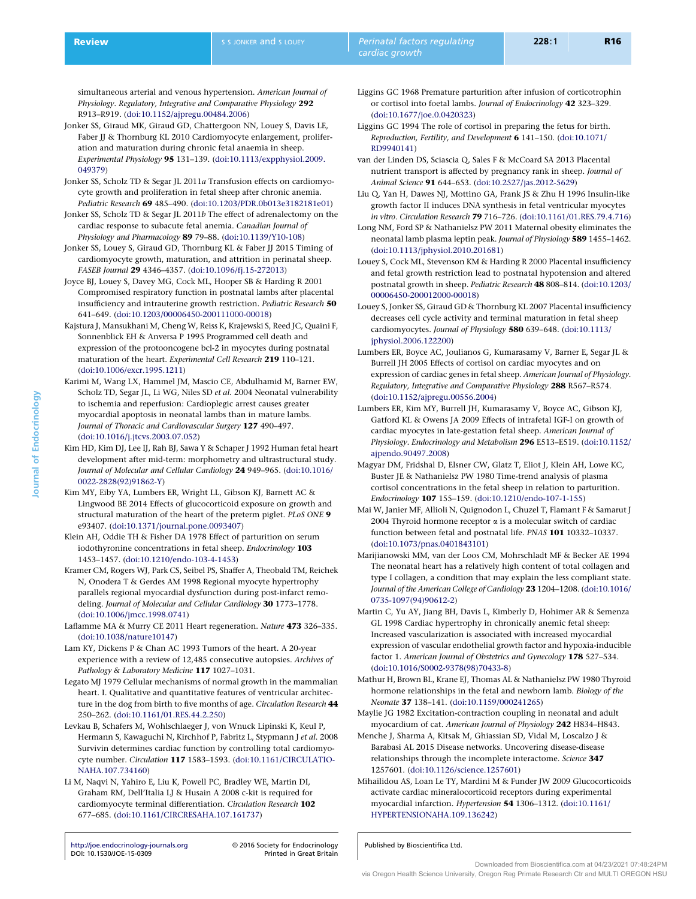simultaneous arterial and venous hypertension. *American Journal of Physiology. Regulatory, Integrative and Comparative Physiology* **292** R913–R919. (doi:10.1152/ajpregu.00484.2006)

Jonker SS, Giraud MK, Giraud GD, Chattergoon NN, Louey S, Davis LE, Faber JJ & Thornburg KL 2010 Cardiomyocyte enlargement, proliferation and maturation during chronic fetal anaemia in sheep. *Experimental Physiology* **95** 131–139. (doi:10.1113/expphysiol.2009.049379)

Jonker SS, Scholz TD & Segar JL 2011*a* Transfusion effects on cardiomyocyte growth and proliferation in fetal sheep after chronic anemia. *Pediatric Research* **69** 485–490. (doi:10.1203/PDR.0b013e3182181e01)

Jonker SS, Scholz TD & Segar JL 2011*b* The effect of adrenalectomy on the cardiac response to subacute fetal anemia. *Canadian Journal of Physiology and Pharmacology* **89** 79–88. (doi:10.1139/Y10-108)

Jonker SS, Louey S, Giraud GD, Thornburg KL & Faber JJ 2015 Timing of cardiomyocyte growth, maturation, and attrition in perinatal sheep. *FASEB Journal* **29** 4346–4357. (doi:10.1096/fj.15-272013)

Joyce BJ, Louey S, Davey MG, Cock ML, Hooper SB & Harding R 2001 Compromised respiratory function in postnatal lambs after placental insufficiency and intrauterine growth restriction. *Pediatric Research* **50** 641–649. (doi:10.1203/00006450-200111000-00018)

Kajstura J, Mansukhani M, Cheng W, Reiss K, Krajewski S, Reed JC, Quaini F, Sonnenblick EH & Anversa P 1995 Programmed cell death and expression of the protooncogene bcl-2 in myocytes during postnatal maturation of the heart. *Experimental Cell Research* **219** 110–121. (doi:10.1006/excr.1995.1211)

Karimi M, Wang LX, Hammel JM, Mascio CE, Abdulhamid M, Barner EW, Scholz TD, Segar JL, Li WG, Niles SD *et al.* 2004 Neonatal vulnerability to ischemia and reperfusion: Cardioplegic arrest causes greater myocardial apoptosis in neonatal lambs than in mature lambs. *Journal of Thoracic and Cardiovascular Surgery* **127** 490–497. (doi:10.1016/j.jtcvs.2003.07.052)

Kim HD, Kim DJ, Lee IJ, Rah BJ, Sawa Y & Schaper J 1992 Human fetal heart development after mid-term: morphometry and ultrastructural study. *Journal of Molecular and Cellular Cardiology* **24** 949–965. (doi:10.1016/0022-2828(92)91862-Y)

Kim MY, Eiby YA, Lumbers ER, Wright LL, Gibson KJ, Barnett AC & Lingwood BE 2014 Effects of glucocorticoid exposure on growth and structural maturation of the heart of the preterm piglet. *PLoS ONE* **9** e93407. (doi:10.1371/journal.pone.0093407)

Klein AH, Oddie TH & Fisher DA 1978 Effect of parturition on serum iodothyronine concentrations in fetal sheep. *Endocrinology* **103** 1453–1457. (doi:10.1210/endo-103-4-1453)

Kramer CM, Rogers WJ, Park CS, Seibel PS, Shaffer A, Theobald TM, Reichek N, Onodera T & Gerdes AM 1998 Regional myocyte hypertrophy parallels regional myocardial dysfunction during post-infarct remodeling. *Journal of Molecular and Cellular Cardiology* **30** 1773–1778. (doi:10.1006/jmcc.1998.0741)

Laflamme MA & Murry CE 2011 Heart regeneration. *Nature* **473** 326–335. (doi:10.1038/nature10147)

Lam KY, Dickens P & Chan AC 1993 Tumors of the heart. A 20-year experience with a review of 12,485 consecutive autopsies. *Archives of Pathology & Laboratory Medicine* **117** 1027–1031.

Legato MJ 1979 Cellular mechanisms of normal growth in the mammalian heart. I. Qualitative and quantitative features of ventricular architecture in the dog from birth to five months of age. *Circulation Research* **44** 250–262. (doi:10.1161/01.RES.44.2.250)

Levkau B, Schafers M, Wohlschlaeger J, von Wnuck Lipinski K, Keul P, Hermann S, Kawaguchi N, Kirchhof P, Fabritz L, Stypmann J *et al.* 2008 Survivin determines cardiac function by controlling total cardiomyocyte number. *Circulation* **117** 1583–1593. (doi:10.1161/CIRCULATIONAHA.107.734160)

Li M, Naqvi N, Yahiro E, Liu K, Powell PC, Bradley WE, Martin DI, Graham RM, Dell'Italia LJ & Husain A 2008 c-kit is required for cardiomyocyte terminal differentiation. *Circulation Research* **102** 677–685. (doi:10.1161/CIRCRESAHA.107.161737)

Liggins GC 1968 Premature parturition after infusion of corticotrophin or cortisol into foetal lambs. *Journal of Endocrinology* **42** 323–329. (doi:10.1677/joe.0.0420323)

Liggins GC 1994 The role of cortisol in preparing the fetus for birth. *Reproduction, Fertility, and Development* **6** 141–150. (doi:10.1071/RD9940141)

van der Linden DS, Sciascia Q, Sales F & McCoard SA 2013 Placental nutrient transport is affected by pregnancy rank in sheep. *Journal of Animal Science* **91** 644–653. (doi:10.2527/jas.2012-5629)

Liu Q, Yan H, Dawes NJ, Mottino GA, Frank JS & Zhu H 1996 Insulin-like growth factor II induces DNA synthesis in fetal ventricular myocytes *in vitro*. *Circulation Research* **79** 716–726. (doi:10.1161/01.RES.79.4.716)

Long NM, Ford SP & Nathanielsz PW 2011 Maternal obesity eliminates the neonatal lamb plasma leptin peak. *Journal of Physiology* **589** 1455–1462. (doi:10.1113/jphysiol.2010.201681)

Louey S, Cock ML, Stevenson KM & Harding R 2000 Placental insufficiency and fetal growth restriction lead to postnatal hypotension and altered postnatal growth in sheep. *Pediatric Research* **48** 808–814. (doi:10.1203/00006450-200012000-00018)

Louey S, Jonker SS, Giraud GD & Thornburg KL 2007 Placental insufficiency decreases cell cycle activity and terminal maturation in fetal sheep cardiomyocytes. *Journal of Physiology* **580** 639–648. (doi:10.1113/jphysiol.2006.122200)

Lumbers ER, Boyce AC, Joulianos G, Kumarasamy V, Barner E, Segar JL & Burrell JH 2005 Effects of cortisol on cardiac myocytes and on expression of cardiac genes in fetal sheep. *American Journal of Physiology. Regulatory, Integrative and Comparative Physiology* **288** R567–R574. (doi:10.1152/ajpregu.00556.2004)

Lumbers ER, Kim MY, Burrell JH, Kumarasamy V, Boyce AC, Gibson KJ, Gatford KL & Owens JA 2009 Effects of intrafetal IGF-I on growth of cardiac myocytes in late-gestation fetal sheep. *American Journal of Physiology. Endocrinology and Metabolism* **296** E513–E519. (doi:10.1152/ajpendo.90497.2008)

Magyar DM, Fridshal D, Elsner CW, Glatz T, Eliot J, Klein AH, Lowe KC, Buster JE & Nathanielsz PW 1980 Time-trend analysis of plasma cortisol concentrations in the fetal sheep in relation to parturition. *Endocrinology* **107** 155–159. (doi:10.1210/endo-107-1-155)

Mai W, Janier MF, Allioli N, Quignodon L, Chuzel T, Flamant F & Samarut J 2004 Thyroid hormone receptor α is a molecular switch of cardiac function between fetal and postnatal life. *PNAS* **101** 10332–10337. (doi:10.1073/pnas.0401843101)

Marijianowski MM, van der Loos CM, Mohrschladt MF & Becker AE 1994 The neonatal heart has a relatively high content of total collagen and type I collagen, a condition that may explain the less compliant state. *Journal of the American College of Cardiology* **23** 1204–1208. (doi:10.1016/0735-1097(94)90612-2)

Martin C, Yu AY, Jiang BH, Davis L, Kimberly D, Hohimer AR & Semenza GL 1998 Cardiac hypertrophy in chronically anemic fetal sheep: Increased vascularization is associated with increased myocardial expression of vascular endothelial growth factor and hypoxia-inducible factor 1. *American Journal of Obstetrics and Gynecology* **178** 527–534. (doi:10.1016/S0002-9378(98)70433-8)

Mathur H, Brown BL, Krane EJ, Thomas AL & Nathanielsz PW 1980 Thyroid hormone relationships in the fetal and newborn lamb. *Biology of the Neonate* **37** 138–141. (doi:10.1159/000241265)

Maylie JG 1982 Excitation-contraction coupling in neonatal and adult myocardium of cat. *American Journal of Physiology* **242** H834–H843.

Menche J, Sharma A, Kitsak M, Ghiassian SD, Vidal M, Loscalzo J & Barabasi AL 2015 Disease networks. Uncovering disease-disease relationships through the incomplete interactome. *Science* **347** 1257601. (doi:10.1126/science.1257601)

Mihailidou AS, Loan Le TY, Mardini M & Funder JW 2009 Glucocorticoids activate cardiac mineralocorticoid receptors during experimental myocardial infarction. *Hypertension* **54** 1306–1312. (doi:10.1161/HYPERTENSIONAHA.109.136242)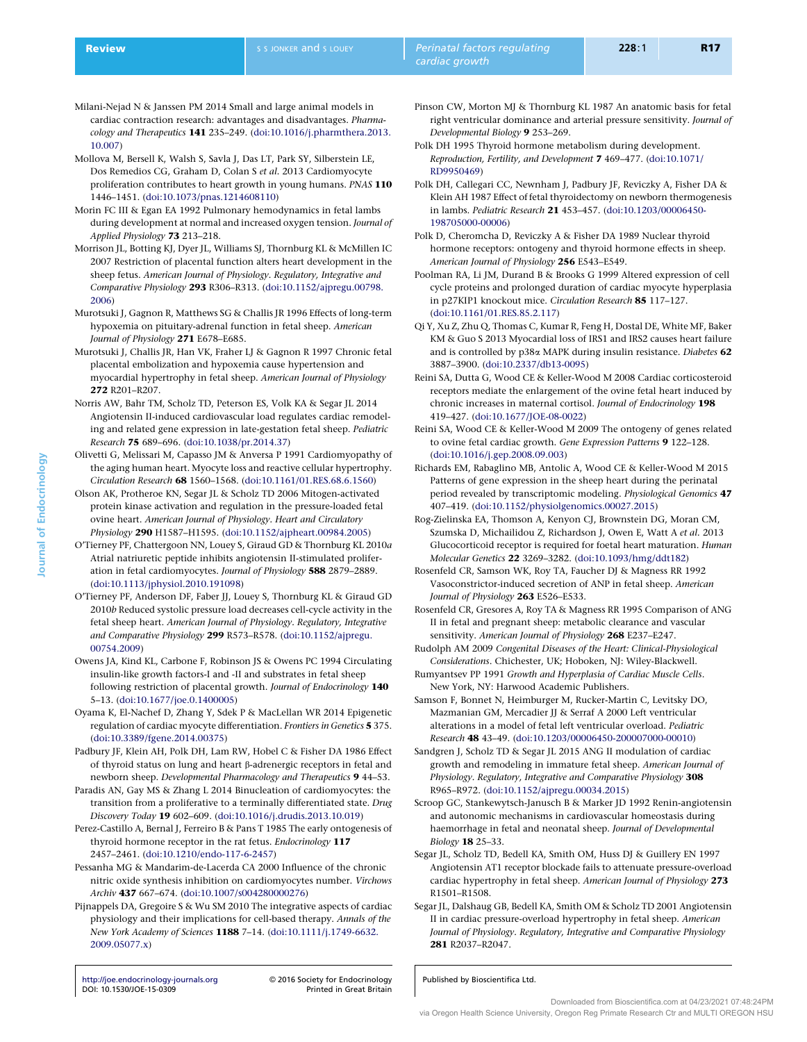Milani-Nejad N & Janssen PM 2014 Small and large animal models in cardiac contraction research: advantages and disadvantages. *Pharmacology and Therapeutics* **141** 235–249. (doi:10.1016/j.pharmthera.2013.10.007)

Mollova M, Bersell K, Walsh S, Savla J, Das LT, Park SY, Silberstein LE, Dos Remedios CG, Graham D, Colan S *et al.* 2013 Cardiomyocyte proliferation contributes to heart growth in young humans. *PNAS* **110** 1446–1451. (doi:10.1073/pnas.1214608110)

Morin FC III & Egan EA 1992 Pulmonary hemodynamics in fetal lambs during development at normal and increased oxygen tension. *Journal of Applied Physiology* **73** 213–218.

Morrison JL, Botting KJ, Dyer JL, Williams SJ, Thornburg KL & McMillen IC 2007 Restriction of placental function alters heart development in the sheep fetus. *American Journal of Physiology. Regulatory, Integrative and Comparative Physiology* **293** R306–R313. (doi:10.1152/ajpregu.00798.2006)

Murotsuki J, Gagnon R, Matthews SG & Challis JR 1996 Effects of long-term hypoxemia on pituitary-adrenal function in fetal sheep. *American Journal of Physiology* **271** E678–E685.

Murotsuki J, Challis JR, Han VK, Fraher LJ & Gagnon R 1997 Chronic fetal placental embolization and hypoxemia cause hypertension and myocardial hypertrophy in fetal sheep. *American Journal of Physiology* **272** R201–R207.

Norris AW, Bahr TM, Scholz TD, Peterson ES, Volk KA & Segar JL 2014 Angiotensin II-induced cardiovascular load regulates cardiac remodeling and related gene expression in late-gestation fetal sheep. *Pediatric Research* **75** 689–696. (doi:10.1038/pr.2014.37)

Olivetti G, Melissari M, Capasso JM & Anversa P 1991 Cardiomyopathy of the aging human heart. Myocyte loss and reactive cellular hypertrophy. *Circulation Research* **68** 1560–1568. (doi:10.1161/01.RES.68.6.1560)

Olson AK, Protheroe KN, Segar JL & Scholz TD 2006 Mitogen-activated protein kinase activation and regulation in the pressure-loaded fetal ovine heart. *American Journal of Physiology. Heart and Circulatory Physiology* **290** H1587–H1595. (doi:10.1152/ajpheart.00984.2005)

O'Tierney PF, Chattergoon NN, Louey S, Giraud GD & Thornburg KL 2010*a* Atrial natriuretic peptide inhibits angiotensin II-stimulated proliferation in fetal cardiomyocytes. *Journal of Physiology* **588** 2879–2889. (doi:10.1113/jphysiol.2010.191098)

O'Tierney PF, Anderson DF, Faber JJ, Louey S, Thornburg KL & Giraud GD 2010*b* Reduced systolic pressure load decreases cell-cycle activity in the fetal sheep heart. *American Journal of Physiology. Regulatory, Integrative and Comparative Physiology* **299** R573–R578. (doi:10.1152/ajpregu.00754.2009)

Owens JA, Kind KL, Carbone F, Robinson JS & Owens PC 1994 Circulating insulin-like growth factors-I and -II and substrates in fetal sheep following restriction of placental growth. *Journal of Endocrinology* **140** 5–13. (doi:10.1677/joe.0.1400005)

Oyama K, El-Nachef D, Zhang Y, Sdek P & MacLellan WR 2014 Epigenetic regulation of cardiac myocyte differentiation. *Frontiers in Genetics* **5** 375. (doi:10.3389/fgene.2014.00375)

Padbury JF, Klein AH, Polk DH, Lam RW, Hobel C & Fisher DA 1986 Effect of thyroid status on lung and heart β-adrenergic receptors in fetal and newborn sheep. *Developmental Pharmacology and Therapeutics* **9** 44–53.

Paradis AN, Gay MS & Zhang L 2014 Binucleation of cardiomyocytes: the transition from a proliferative to a terminally differentiated state. *Drug Discovery Today* **19** 602–609. (doi:10.1016/j.drudis.2013.10.019)

Perez-Castillo A, Bernal J, Ferreiro B & Pans T 1985 The early ontogenesis of thyroid hormone receptor in the rat fetus. *Endocrinology* **117** 2457–2461. (doi:10.1210/endo-117-6-2457)

Pessanha MG & Mandarim-de-Lacerda CA 2000 Influence of the chronic nitric oxide synthesis inhibition on cardiomyocytes number. *Virchows Archiv* **437** 667–674. (doi:10.1007/s004280000276)

Pijnappels DA, Gregoire S & Wu SM 2010 The integrative aspects of cardiac physiology and their implications for cell-based therapy. *Annals of the New York Academy of Sciences* **1188** 7–14. (doi:10.1111/j.1749-6632.2009.05077.x)

Pinson CW, Morton MJ & Thornburg KL 1987 An anatomic basis for fetal right ventricular dominance and arterial pressure sensitivity. *Journal of Developmental Biology* **9** 253–269.

Polk DH 1995 Thyroid hormone metabolism during development. *Reproduction, Fertility, and Development* **7** 469–477. (doi:10.1071/RD9950469)

Polk DH, Callegari CC, Newnham J, Padbury JF, Reviczky A, Fisher DA & Klein AH 1987 Effect of fetal thyroidectomy on newborn thermogenesis in lambs. *Pediatric Research* **21** 453–457. (doi:10.1203/00006450-198705000-00006)

Polk D, Cheromcha D, Reviczky A & Fisher DA 1989 Nuclear thyroid hormone receptors: ontogeny and thyroid hormone effects in sheep. *American Journal of Physiology* **256** E543–E549.

Poolman RA, Li JM, Durand B & Brooks G 1999 Altered expression of cell cycle proteins and prolonged duration of cardiac myocyte hyperplasia in p27KIP1 knockout mice. *Circulation Research* **85** 117–127. (doi:10.1161/01.RES.85.2.117)

Qi Y, Xu Z, Zhu Q, Thomas C, Kumar R, Feng H, Dostal DE, White MF, Baker KM & Guo S 2013 Myocardial loss of IRS1 and IRS2 causes heart failure and is controlled by p38α MAPK during insulin resistance. *Diabetes* **62** 3887–3900. (doi:10.2337/db13-0095)

Reini SA, Dutta G, Wood CE & Keller-Wood M 2008 Cardiac corticosteroid receptors mediate the enlargement of the ovine fetal heart induced by chronic increases in maternal cortisol. *Journal of Endocrinology* **198** 419–427. (doi:10.1677/JOE-08-0022)

Reini SA, Wood CE & Keller-Wood M 2009 The ontogeny of genes related to ovine fetal cardiac growth. *Gene Expression Patterns* **9** 122–128. (doi:10.1016/j.gep.2008.09.003)

Richards EM, Rabaglino MB, Antolic A, Wood CE & Keller-Wood M 2015 Patterns of gene expression in the sheep heart during the perinatal period revealed by transcriptomic modeling. *Physiological Genomics* **47** 407–419. (doi:10.1152/physiolgenomics.00027.2015)

Rog-Zielinska EA, Thomson A, Kenyon CJ, Brownstein DG, Moran CM, Szumska D, Michailidou Z, Richardson J, Owen E, Watt A *et al.* 2013 Glucocorticoid receptor is required for foetal heart maturation. *Human Molecular Genetics* **22** 3269–3282. (doi:10.1093/hmg/ddt182)

Rosenfeld CR, Samson WK, Roy TA, Faucher DJ & Magness RR 1992 Vasoconstrictor-induced secretion of ANP in fetal sheep. *American Journal of Physiology* **263** E526–E533.

Rosenfeld CR, Gresores A, Roy TA & Magness RR 1995 Comparison of ANG II in fetal and pregnant sheep: metabolic clearance and vascular sensitivity. *American Journal of Physiology* **268** E237–E247.

Rudolph AM 2009 *Congenital Diseases of the Heart: Clinical-Physiological Considerations*. Chichester, UK; Hoboken, NJ: Wiley-Blackwell.

Rumyantsev PP 1991 *Growth and Hyperplasia of Cardiac Muscle Cells*. New York, NY: Harwood Academic Publishers.

Samson F, Bonnet N, Heimburger M, Rucker-Martin C, Levitsky DO, Mazmanian GM, Mercadier JJ & Serraf A 2000 Left ventricular alterations in a model of fetal left ventricular overload. *Pediatric Research* **48** 43–49. (doi:10.1203/00006450-200007000-00010)

Sandgren J, Scholz TD & Segar JL 2015 ANG II modulation of cardiac growth and remodeling in immature fetal sheep. *American Journal of Physiology. Regulatory, Integrative and Comparative Physiology* **308** R965–R972. (doi:10.1152/ajpregu.00034.2015)

Scroop GC, Stankewytsch-Janusch B & Marker JD 1992 Renin-angiotensin and autonomic mechanisms in cardiovascular homeostasis during haemorrhage in fetal and neonatal sheep. *Journal of Developmental Biology* **18** 25–33.

Segar JL, Scholz TD, Bedell KA, Smith OM, Huss DJ & Guillery EN 1997 Angiotensin AT1 receptor blockade fails to attenuate pressure-overload cardiac hypertrophy in fetal sheep. *American Journal of Physiology* **273** R1501–R1508.

Segar JL, Dalshaug GB, Bedell KA, Smith OM & Scholz TD 2001 Angiotensin II in cardiac pressure-overload hypertrophy in fetal sheep. *American Journal of Physiology. Regulatory, Integrative and Comparative Physiology* **281** R2037–R2047.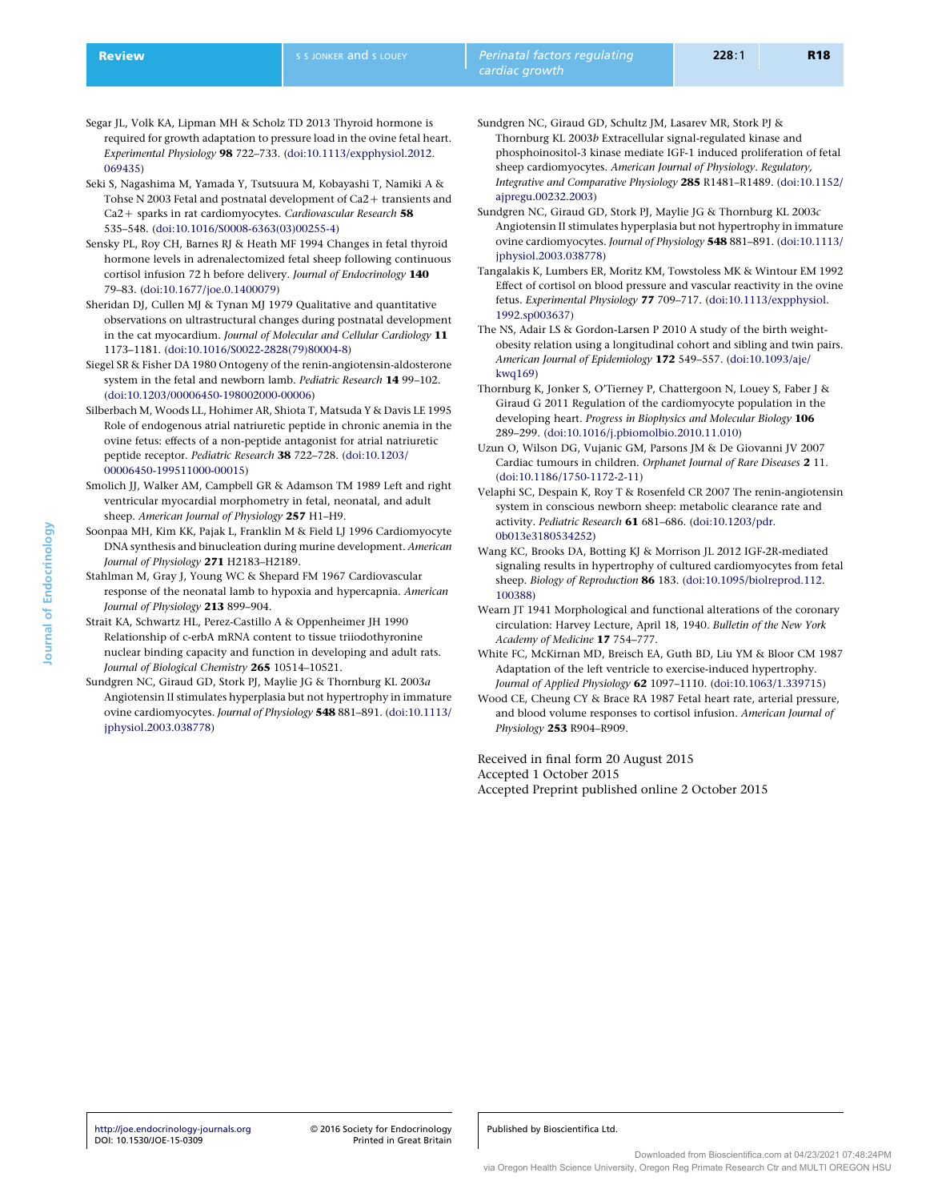Segar JL, Volk KA, Lipman MH & Scholz TD 2013 Thyroid hormone is required for growth adaptation to pressure load in the ovine fetal heart. *Experimental Physiology* **98** 722–733. (doi:10.1113/expphysiol.2012.069435)

Seki S, Nagashima M, Yamada Y, Tsutsuura M, Kobayashi T, Namiki A & Tohse N 2003 Fetal and postnatal development of Ca2+ transients and Ca2+ sparks in rat cardiomyocytes. *Cardiovascular Research* **58** 535–548. (doi:10.1016/S0008-6363(03)00255-4)

Sensky PL, Roy CH, Barnes RJ & Heath MF 1994 Changes in fetal thyroid hormone levels in adrenalectomized fetal sheep following continuous cortisol infusion 72 h before delivery. *Journal of Endocrinology* **140** 79–83. (doi:10.1677/joe.0.1400079)

Sheridan DJ, Cullen MJ & Tynan MJ 1979 Qualitative and quantitative observations on ultrastructural changes during postnatal development in the cat myocardium. *Journal of Molecular and Cellular Cardiology* **11** 1173–1181. (doi:10.1016/S0022-2828(79)80004-8)

Siegel SR & Fisher DA 1980 Ontogeny of the renin-angiotensin-aldosterone system in the fetal and newborn lamb. *Pediatric Research* **14** 99–102. (doi:10.1203/00006450-198002000-00006)

Silberbach M, Woods LL, Hohimer AR, Shiota T, Matsuda Y & Davis LE 1995 Role of endogenous atrial natriuretic peptide in chronic anemia in the ovine fetus: effects of a non-peptide antagonist for atrial natriuretic peptide receptor. *Pediatric Research* **38** 722–728. (doi:10.1203/00006450-199511000-00015)

Smolich JJ, Walker AM, Campbell GR & Adamson TM 1989 Left and right ventricular myocardial morphometry in fetal, neonatal, and adult sheep. *American Journal of Physiology* **257** H1–H9.

Soonpaa MH, Kim KK, Pajak L, Franklin M & Field LJ 1996 Cardiomyocyte DNA synthesis and binucleation during murine development. *American Journal of Physiology* **271** H2183–H2189.

Stahlman M, Gray J, Young WC & Shepard FM 1967 Cardiovascular response of the neonatal lamb to hypoxia and hypercapnia. *American Journal of Physiology* **213** 899–904.

Strait KA, Schwartz HL, Perez-Castillo A & Oppenheimer JH 1990 Relationship of c-erbA mRNA content to tissue triiodothyronine nuclear binding capacity and function in developing and adult rats. *Journal of Biological Chemistry* **265** 10514–10521.

Sundgren NC, Giraud GD, Stork PJ, Maylie JG & Thornburg KL 2003*a* Angiotensin II stimulates hyperplasia but not hypertrophy in immature ovine cardiomyocytes. *Journal of Physiology* **548** 881–891. (doi:10.1113/jphysiol.2003.038778)

Sundgren NC, Giraud GD, Schultz JM, Lasarev MR, Stork PJ & Thornburg KL 2003*b* Extracellular signal-regulated kinase and phosphoinositol-3 kinase mediate IGF-1 induced proliferation of fetal sheep cardiomyocytes. *American Journal of Physiology. Regulatory, Integrative and Comparative Physiology* **285** R1481–R1489. (doi:10.1152/ajpregu.00232.2003)

Sundgren NC, Giraud GD, Stork PJ, Maylie JG & Thornburg KL 2003*c* Angiotensin II stimulates hyperplasia but not hypertrophy in immature ovine cardiomyocytes. *Journal of Physiology* **548** 881–891. (doi:10.1113/jphysiol.2003.038778)

Tangalakis K, Lumbers ER, Moritz KM, Towstoless MK & Wintour EM 1992 Effect of cortisol on blood pressure and vascular reactivity in the ovine fetus. *Experimental Physiology* **77** 709–717. (doi:10.1113/expphysiol.1992.sp003637)

The NS, Adair LS & Gordon-Larsen P 2010 A study of the birth weight-obesity relation using a longitudinal cohort and sibling and twin pairs. *American Journal of Epidemiology* **172** 549–557. (doi:10.1093/aje/kwq169)

Thornburg K, Jonker S, O'Tierney P, Chattergoon N, Louey S, Faber J & Giraud G 2011 Regulation of the cardiomyocyte population in the developing heart. *Progress in Biophysics and Molecular Biology* **106** 289–299. (doi:10.1016/j.pbiomolbio.2010.11.010)

Uzun O, Wilson DG, Vujanic GM, Parsons JM & De Giovanni JV 2007 Cardiac tumours in children. *Orphanet Journal of Rare Diseases* **2** 11. (doi:10.1186/1750-1172-2-11)

Velaphi SC, Despain K, Roy T & Rosenfeld CR 2007 The renin-angiotensin system in conscious newborn sheep: metabolic clearance rate and activity. *Pediatric Research* **61** 681–686. (doi:10.1203/pdr.0b013e3180534252)

Wang KC, Brooks DA, Botting KJ & Morrison JL 2012 IGF-2R-mediated signaling results in hypertrophy of cultured cardiomyocytes from fetal sheep. *Biology of Reproduction* **86** 183. (doi:10.1095/biolreprod.112.100388)

Wearn JT 1941 Morphological and functional alterations of the coronary circulation: Harvey Lecture, April 18, 1940. *Bulletin of the New York Academy of Medicine* **17** 754–777.

White FC, McKirnan MD, Breisch EA, Guth BD, Liu YM & Bloor CM 1987 Adaptation of the left ventricle to exercise-induced hypertrophy. *Journal of Applied Physiology* **62** 1097–1110. (doi:10.1063/1.339715)

Wood CE, Cheung CY & Brace RA 1987 Fetal heart rate, arterial pressure, and blood volume responses to cortisol infusion. *American Journal of Physiology* **253** R904–R909.

Received in final form 20 August 2015
Accepted 1 October 2015
Accepted Preprint published online 2 October 2015